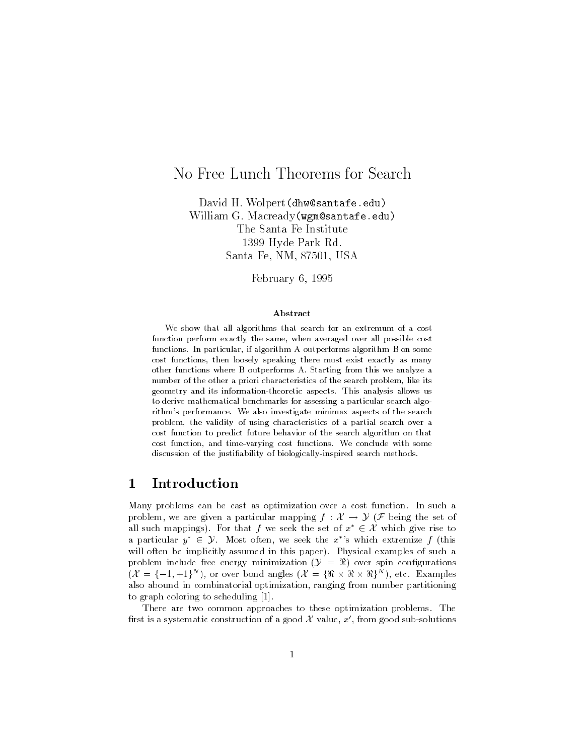// No Free Lunch Theorems for Search

David H. Wolpert(dhw@santafe.edu)
William G. Macready(wgm@santafe.edu)
The Santa Fe Institute
1399 Hyde Park Rd.
Santa Fe, NM, 87501, USA

February 6, 1995

**Abstract**

We show that all algorithms that search for an extremum of a cost function perform exactly the same, when averaged over all possible cost functions. In particular, if algorithm A outperforms algorithm B on some cost functions, then loosely speaking there must exist exactly as many other functions where B outperforms A. Starting from this we analyze a number of the other a priori characteristics of the search problem, like its geometry and its information-theoretic aspects. This analysis allows us to derive mathematical benchmarks for assessing a particular search algorithm's performance. We also investigate minimax aspects of the search problem, the validity of using characteristics of a partial search over a cost function to predict future behavior of the search algorithm on that cost function, and time-varying cost functions. We conclude with some discussion of the justifiability of biologically-inspired search methods.

## 1 Introduction

Many problems can be cast as optimization over a cost function. In such a problem, we are given a particular mapping $f : \mathcal{X} \rightarrow \mathcal{Y}$ ($\mathcal{F}$ being the set of all such mappings). For that $f$ we seek the set of $x^* \in \mathcal{X}$ which give rise to a particular $y^* \in \mathcal{Y}$. Most often, we seek the $x^*$'s which extremize $f$ (this will often be implicitly assumed in this paper). Physical examples of such a problem include free energy minimization ($\mathcal{Y} = \Re$) over spin configurations ($\mathcal{X} = \{-1, +1\}^N$), or over bond angles ($\mathcal{X} = \{\Re \times \Re \times \Re\}^N$), etc. Examples also abound in combinatorial optimization, ranging from number partitioning to graph coloring to scheduling [1].

There are two common approaches to these optimization problems. The first is a systematic construction of a good $\mathcal{X}$ value, $x'$, from good sub-solutions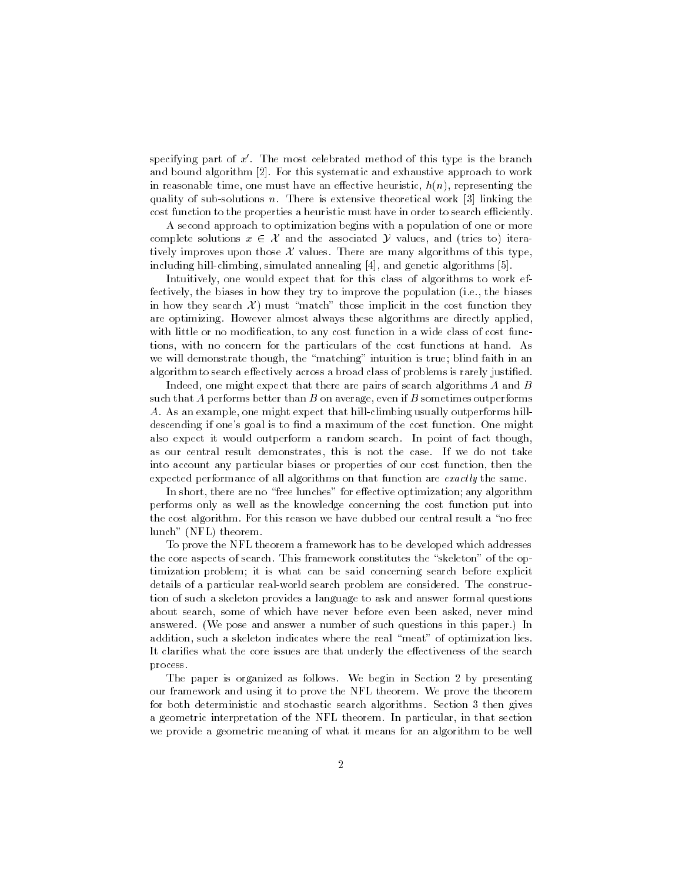specifying part of $x'$. The most celebrated method of this type is the branch and bound algorithm [2]. For this systematic and exhaustive approach to work in reasonable time, one must have an effective heuristic, $h(n)$, representing the quality of sub-solutions $n$. There is extensive theoretical work [3] linking the cost function to the properties a heuristic must have in order to search efficiently.

A second approach to optimization begins with a population of one or more complete solutions $x \in \mathcal{X}$ and the associated $\mathcal{Y}$ values, and (tries to) iteratively improves upon those $\mathcal{X}$ values. There are many algorithms of this type, including hill-climbing, simulated annealing [4], and genetic algorithms [5].

Intuitively, one would expect that for this class of algorithms to work effectively, the biases in how they try to improve the population (i.e., the biases in how they search $\mathcal{X}$) must "match" those implicit in the cost function they are optimizing. However almost always these algorithms are directly applied, with little or no modification, to any cost function in a wide class of cost functions, with no concern for the particulars of the cost functions at hand. As we will demonstrate though, the "matching" intuition is true; blind faith in an algorithm to search effectively across a broad class of problems is rarely justified.

Indeed, one might expect that there are pairs of search algorithms $A$ and $B$ such that $A$ performs better than $B$ on average, even if $B$ sometimes outperforms $A$. As an example, one might expect that hill-climbing usually outperforms hill-descending if one's goal is to find a maximum of the cost function. One might also expect it would outperform a random search. In point of fact though, as our central result demonstrates, this is not the case. If we do not take into account any particular biases or properties of our cost function, then the expected performance of all algorithms on that function are *exactly* the same.

In short, there are no "free lunches" for effective optimization; any algorithm performs only as well as the knowledge concerning the cost function put into the cost algorithm. For this reason we have dubbed our central result a "no free lunch" (NFL) theorem.

To prove the NFL theorem a framework has to be developed which addresses the core aspects of search. This framework constitutes the "skeleton" of the optimization problem; it is what can be said concerning search before explicit details of a particular real-world search problem are considered. The construction of such a skeleton provides a language to ask and answer formal questions about search, some of which have never before even been asked, never mind answered. (We pose and answer a number of such questions in this paper.) In addition, such a skeleton indicates where the real "meat" of optimization lies. It clarifies what the core issues are that underly the effectiveness of the search process.

The paper is organized as follows. We begin in Section 2 by presenting our framework and using it to prove the NFL theorem. We prove the theorem for both deterministic and stochastic search algorithms. Section 3 then gives a geometric interpretation of the NFL theorem. In particular, in that section we provide a geometric meaning of what it means for an algorithm to be well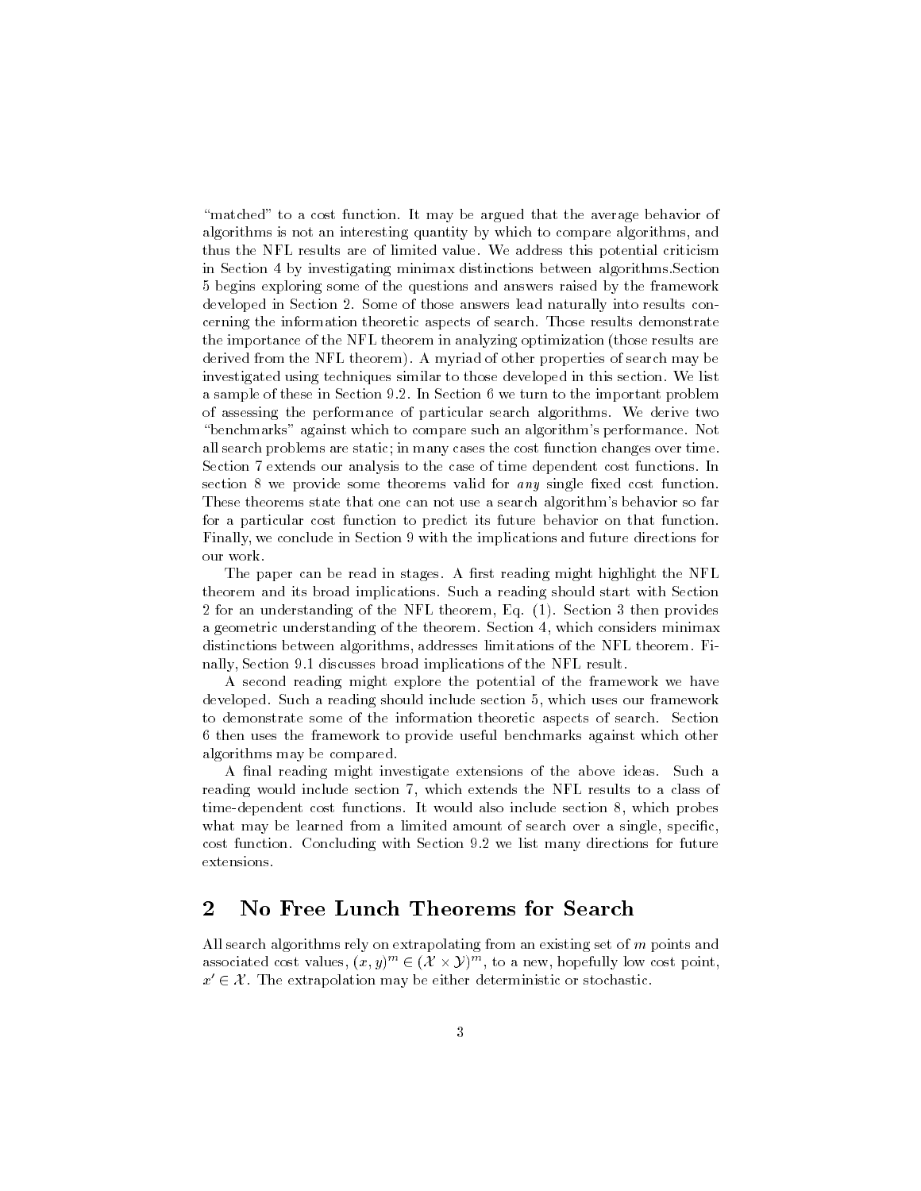"matched" to a cost function. It may be argued that the average behavior of algorithms is not an interesting quantity by which to compare algorithms, and thus the NFL results are of limited value. We address this potential criticism in Section 4 by investigating minimax distinctions between algorithms.Section 5 begins exploring some of the questions and answers raised by the framework developed in Section 2. Some of those answers lead naturally into results concerning the information theoretic aspects of search. Those results demonstrate the importance of the NFL theorem in analyzing optimization (those results are derived from the NFL theorem). A myriad of other properties of search may be investigated using techniques similar to those developed in this section. We list a sample of these in Section 9.2. In Section 6 we turn to the important problem of assessing the performance of particular search algorithms. We derive two "benchmarks" against which to compare such an algorithm's performance. Not all search problems are static; in many cases the cost function changes over time. Section 7 extends our analysis to the case of time dependent cost functions. In section 8 we provide some theorems valid for *any* single fixed cost function. These theorems state that one can not use a search algorithm's behavior so far for a particular cost function to predict its future behavior on that function. Finally, we conclude in Section 9 with the implications and future directions for our work.

The paper can be read in stages. A first reading might highlight the NFL theorem and its broad implications. Such a reading should start with Section 2 for an understanding of the NFL theorem, Eq. (1). Section 3 then provides a geometric understanding of the theorem. Section 4, which considers minimax distinctions between algorithms, addresses limitations of the NFL theorem. Finally, Section 9.1 discusses broad implications of the NFL result.

A second reading might explore the potential of the framework we have developed. Such a reading should include section 5, which uses our framework to demonstrate some of the information theoretic aspects of search. Section 6 then uses the framework to provide useful benchmarks against which other algorithms may be compared.

A final reading might investigate extensions of the above ideas. Such a reading would include section 7, which extends the NFL results to a class of time-dependent cost functions. It would also include section 8, which probes what may be learned from a limited amount of search over a single, specific, cost function. Concluding with Section 9.2 we list many directions for future extensions.

## 2 No Free Lunch Theorems for Search

All search algorithms rely on extrapolating from an existing set of $m$ points and associated cost values, $(x, y)^m \in (\mathcal{X} \times \mathcal{Y})^m$, to a new, hopefully low cost point, $x' \in \mathcal{X}$. The extrapolation may be either deterministic or stochastic.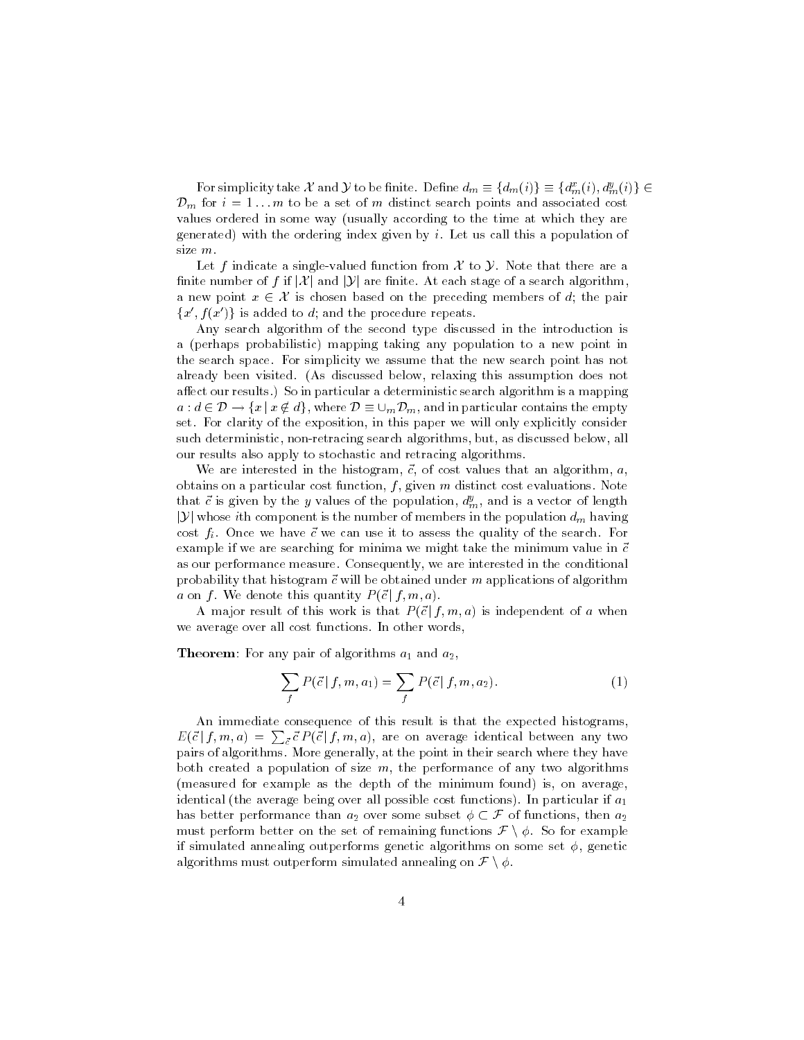For simplicity take $\mathcal{X}$ and $\mathcal{Y}$ to be finite. Define $d_m \equiv \{d_m(i)\} \equiv \{d^x_m(i), d^y_m(i)\} \in \mathcal{D}_m$ for $i = 1 \ldots m$ to be a set of $m$ distinct search points and associated cost values ordered in some way (usually according to the time at which they are generated) with the ordering index given by $i$. Let us call this a population of size $m$.

Let $f$ indicate a single-valued function from $\mathcal{X}$ to $\mathcal{Y}$. Note that there are a finite number of $f$ if $|\mathcal{X}|$ and $|\mathcal{Y}|$ are finite. At each stage of a search algorithm, a new point $x \in \mathcal{X}$ is chosen based on the preceding members of $d$; the pair $\{x', f(x')\}$ is added to $d$; and the procedure repeats.

Any search algorithm of the second type discussed in the introduction is a (perhaps probabilistic) mapping taking any population to a new point in the search space. For simplicity we assume that the new search point has not already been visited. (As discussed below, relaxing this assumption does not affect our results.) So in particular a deterministic search algorithm is a mapping $a : d \in \mathcal{D} \rightarrow \{x \mid x \notin d\}$, where $\mathcal{D} \equiv \cup_m \mathcal{D}_m$, and in particular contains the empty set. For clarity of the exposition, in this paper we will only explicitly consider such deterministic, non-retracing search algorithms, but, as discussed below, all our results also apply to stochastic and retracing algorithms.

We are interested in the histogram, $\vec{c}$, of cost values that an algorithm, $a$, obtains on a particular cost function, $f$, given $m$ distinct cost evaluations. Note that $\vec{c}$ is given by the $y$ values of the population, $d^y_m$, and is a vector of length $|\mathcal{Y}|$ whose $i$th component is the number of members in the population $d_m$ having cost $f_i$. Once we have $\vec{c}$ we can use it to assess the quality of the search. For example if we are searching for minima we might take the minimum value in $\vec{c}$ as our performance measure. Consequently, we are interested in the conditional probability that histogram $\vec{c}$ will be obtained under $m$ applications of algorithm $a$ on $f$. We denote this quantity $P(\vec{c} \mid f, m, a)$.

A major result of this work is that $P(\vec{c} \mid f, m, a)$ is independent of $a$ when we average over all cost functions. In other words,

**Theorem**: For any pair of algorithms $a_1$ and $a_2$,

$$\sum_f P(\vec{c} \mid f, m, a_1) = \sum_f P(\vec{c} \mid f, m, a_2). \tag{1}$$

An immediate consequence of this result is that the expected histograms, $E(\vec{c} \mid f, m, a) = \sum_{\vec{c}} \vec{c}\, P(\vec{c} \mid f, m, a)$, are on average identical between any two pairs of algorithms. More generally, at the point in their search where they have both created a population of size $m$, the performance of any two algorithms (measured for example as the depth of the minimum found) is, on average, identical (the average being over all possible cost functions). In particular if $a_1$ has better performance than $a_2$ over some subset $\phi \subset \mathcal{F}$ of functions, then $a_2$ must perform better on the set of remaining functions $\mathcal{F} \setminus \phi$. So for example if simulated annealing outperforms genetic algorithms on some set $\phi$, genetic algorithms must outperform simulated annealing on $\mathcal{F} \setminus \phi$.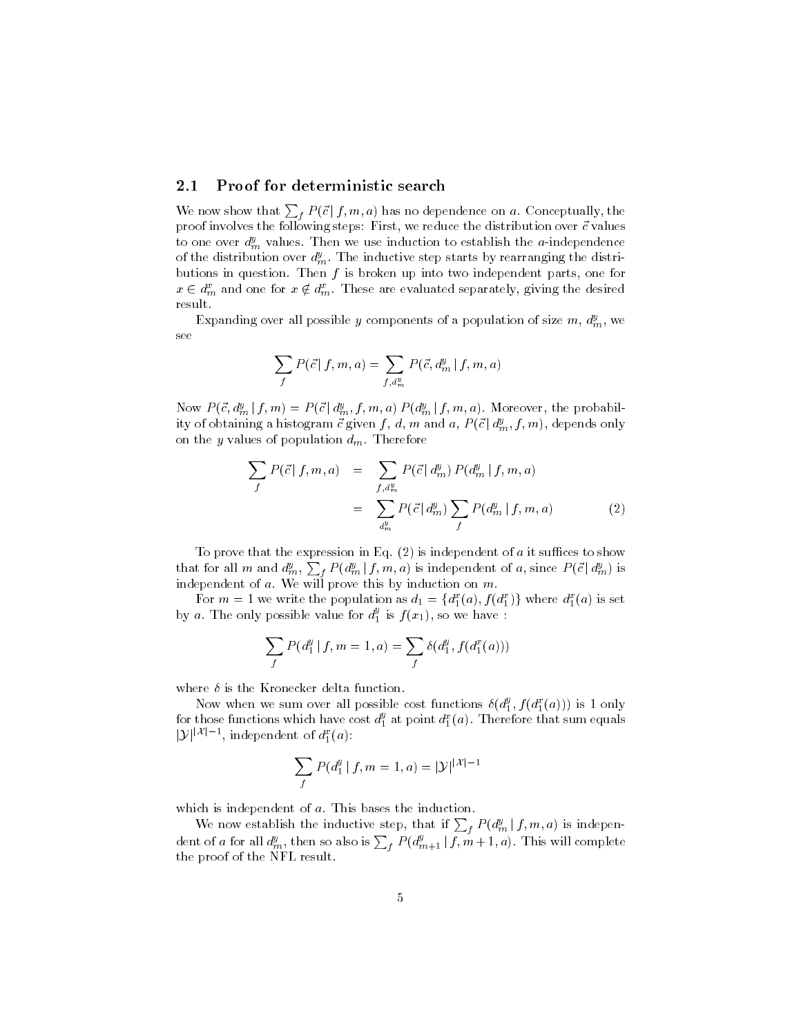### 2.1 Proof for deterministic search

We now show that $\sum_f P(\vec{c}\,|\,f,m,a)$ has no dependence on $a$. Conceptually, the proof involves the following steps: First, we reduce the distribution over $\vec{c}$ values to one over $d^y_m$ values. Then we use induction to establish the $a$-independence of the distribution over $d^y_m$. The inductive step starts by rearranging the distributions in question. Then $f$ is broken up into two independent parts, one for $x \in d^x_m$ and one for $x \notin d^x_m$. These are evaluated separately, giving the desired result.

Expanding over all possible $y$ components of a population of size $m$, $d^y_m$, we see

$$\sum_f P(\vec{c}\,|\,f,m,a) = \sum_{f,d^y_m} P(\vec{c}, d^y_m \,|\, f,m,a)$$

Now $P(\vec{c}, d^y_m \,|\, f,m) = P(\vec{c}\,|\,d^y_m, f,m,a)\; P(d^y_m \,|\, f,m,a)$. Moreover, the probability of obtaining a histogram $\vec{c}$ given $f$, $d$, $m$ and $a$, $P(\vec{c}\,|\,d^y_m, f, m)$, depends only on the $y$ values of population $d_m$. Therefore

$$\begin{aligned}
\sum_f P(\vec{c}\,|\,f,m,a) &= \sum_{f,d^y_m} P(\vec{c}\,|\,d^y_m)\; P(d^y_m \,|\, f,m,a) \\
&= \sum_{d^y_m} P(\vec{c}\,|\,d^y_m) \sum_f P(d^y_m \,|\, f,m,a) \qquad (2)
\end{aligned}$$

To prove that the expression in Eq. (2) is independent of $a$ it suffices to show that for all $m$ and $d^y_m$, $\sum_f P(d^y_m \,|\, f,m,a)$ is independent of $a$, since $P(\vec{c}\,|\,d^y_m)$ is independent of $a$. We will prove this by induction on $m$.

For $m = 1$ we write the population as $d_1 = \{d^x_1(a), f(d^x_1)\}$ where $d^x_1(a)$ is set by $a$. The only possible value for $d^y_1$ is $f(x_1)$, so we have :

$$\sum_f P(d^y_1 \,|\, f, m=1, a) = \sum_f \delta(d^y_1, f(d^x_1(a)))$$

where $\delta$ is the Kronecker delta function.

Now when we sum over all possible cost functions $\delta(d^y_1, f(d^x_1(a)))$ is 1 only for those functions which have cost $d^y_1$ at point $d^x_1(a)$. Therefore that sum equals $|\mathcal{Y}|^{|\mathcal{X}|-1}$, independent of $d^x_1(a)$:

$$\sum_f P(d^y_1 \,|\, f, m=1, a) = |\mathcal{Y}|^{|\mathcal{X}|-1}$$

which is independent of $a$. This bases the induction.

We now establish the inductive step, that if $\sum_f P(d^y_m \,|\, f,m,a)$ is independent of $a$ for all $d^y_m$, then so also is $\sum_f P(d^y_{m+1} \,|\, f, m+1, a)$. This will complete the proof of the NFL result.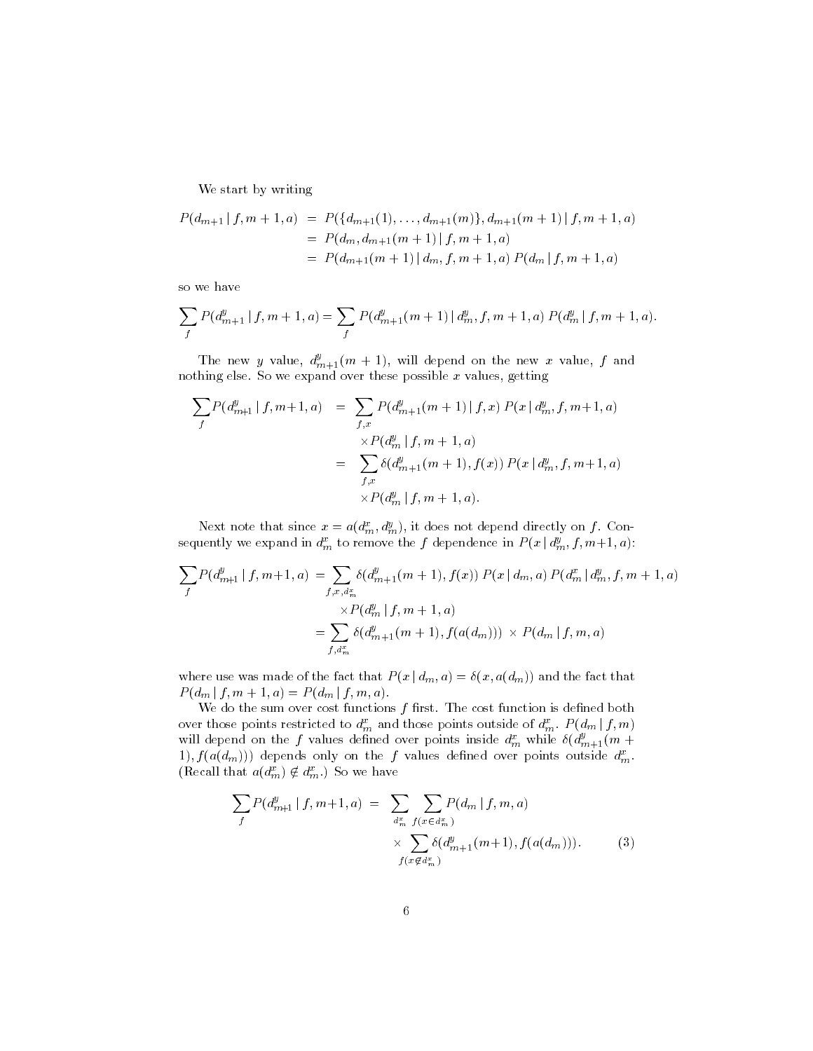We start by writing

$$
\begin{aligned}
P(d_{m+1} \mid f, m+1, a) &= P(\{d_{m+1}(1), \ldots, d_{m+1}(m)\}, d_{m+1}(m+1) \mid f, m+1, a) \\
&= P(d_m, d_{m+1}(m+1) \mid f, m+1, a) \\
&= P(d_{m+1}(m+1) \mid d_m, f, m+1, a) \; P(d_m \mid f, m+1, a)
\end{aligned}
$$

so we have

$$
\sum_f P(d^y_{m+1} \mid f, m+1, a) = \sum_f P(d^y_{m+1}(m+1) \mid d^y_m, f, m+1, a) \; P(d^y_m \mid f, m+1, a).
$$

The new $y$ value, $d^y_{m+1}(m+1)$, will depend on the new $x$ value, $f$ and nothing else. So we expand over these possible $x$ values, getting

$$
\begin{aligned}
\sum_f P(d^y_{m+1} \mid f, m+1, a) &= \sum_{f,x} P(d^y_{m+1}(m+1) \mid f, x) \; P(x \mid d^y_m, f, m+1, a) \\
&\quad \times P(d^y_m \mid f, m+1, a) \\
&= \sum_{f,x} \delta(d^y_{m+1}(m+1), f(x)) \; P(x \mid d^y_m, f, m+1, a) \\
&\quad \times P(d^y_m \mid f, m+1, a).
\end{aligned}
$$

Next note that since $x = a(d^x_m, d^y_m)$, it does not depend directly on $f$. Consequently we expand in $d^x_m$ to remove the $f$ dependence in $P(x \mid d^y_m, f, m+1, a)$:

$$
\begin{aligned}
\sum_f P(d^y_{m+1} \mid f, m+1, a) &= \sum_{f,x,d^x_m} \delta(d^y_{m+1}(m+1), f(x)) \; P(x \mid d_m, a) \; P(d^x_m \mid d^y_m, f, m+1, a) \\
&\quad \times P(d^y_m \mid f, m+1, a) \\
&= \sum_{f,d^x_m} \delta(d^y_{m+1}(m+1), f(a(d_m))) \; \times \; P(d_m \mid f, m, a)
\end{aligned}
$$

where use was made of the fact that $P(x \mid d_m, a) = \delta(x, a(d_m))$ and the fact that $P(d_m \mid f, m+1, a) = P(d_m \mid f, m, a)$.

We do the sum over cost functions $f$ first. The cost function is defined both over those points restricted to $d^x_m$ and those points outside of $d^x_m$. $P(d_m \mid f, m)$ will depend on the $f$ values defined over points inside $d^x_m$ while $\delta(d^y_{m+1}(m+1), f(a(d_m)))$ depends only on the $f$ values defined over points outside $d^x_m$. (Recall that $a(d^x_m) \notin d^x_m$.) So we have

$$
\begin{aligned}
\sum_f P(d^y_{m+1} \mid f, m+1, a) &= \sum_{d^x_m} \sum_{f(x \in d^x_m)} P(d_m \mid f, m, a) \\
&\quad \times \sum_{f(x \notin d^x_m)} \delta(d^y_{m+1}(m+1), f(a(d_m))). \qquad (3)
\end{aligned}
$$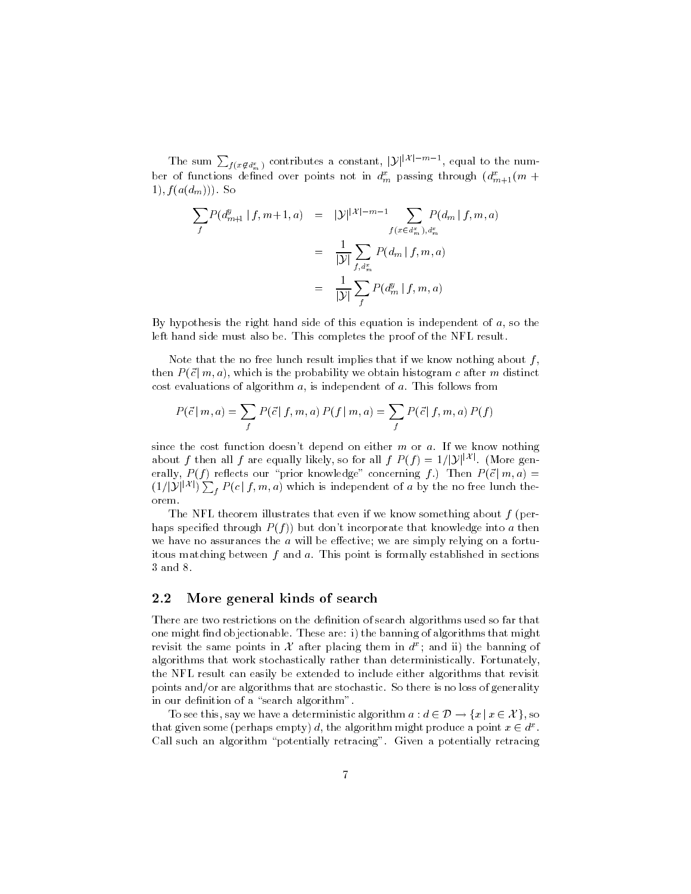The sum $\sum_{f(x \notin d^x_m)}$ contributes a constant, $|\mathcal{Y}|^{|\mathcal{X}|-m-1}$, equal to the number of functions defined over points not in $d^x_m$ passing through $(d^x_{m+1}(m+1), f(a(d_m)))$. So

$$
\begin{aligned}
\sum_f P(d^y_{m+1} \mid f, m+1, a) &= |\mathcal{Y}|^{|\mathcal{X}|-m-1} \sum_{f(x \in d^x_m), d^x_m} P(d_m \mid f, m, a) \\
&= \frac{1}{|\mathcal{Y}|} \sum_{f, d^x_m} P(d_m \mid f, m, a) \\
&= \frac{1}{|\mathcal{Y}|} \sum_f P(d^y_m \mid f, m, a)
\end{aligned}
$$

By hypothesis the right hand side of this equation is independent of $a$, so the left hand side must also be. This completes the proof of the NFL result.

Note that the no free lunch result implies that if we know nothing about $f$, then $P(\vec{c} \mid m, a)$, which is the probability we obtain histogram $c$ after $m$ distinct cost evaluations of algorithm $a$, is independent of $a$. This follows from

$$
P(\vec{c} \mid m, a) = \sum_f P(\vec{c} \mid f, m, a)\, P(f \mid m, a) = \sum_f P(\vec{c} \mid f, m, a)\, P(f)
$$

since the cost function doesn't depend on either $m$ or $a$. If we know nothing about $f$ then all $f$ are equally likely, so for all $f$ $P(f) = 1/|\mathcal{Y}|^{|\mathcal{X}|}$. (More generally, $P(f)$ reflects our "prior knowledge" concerning $f$.) Then $P(\vec{c} \mid m, a) = (1/|\mathcal{Y}|^{|\mathcal{X}|}) \sum_f P(c \mid f, m, a)$ which is independent of $a$ by the no free lunch theorem.

The NFL theorem illustrates that even if we know something about $f$ (perhaps specified through $P(f)$) but don't incorporate that knowledge into $a$ then we have no assurances the $a$ will be effective; we are simply relying on a fortuitous matching between $f$ and $a$. This point is formally established in sections 3 and 8.

## 2.2 More general kinds of search

There are two restrictions on the definition of search algorithms used so far that one might find objectionable. These are: i) the banning of algorithms that might revisit the same points in $\mathcal{X}$ after placing them in $d^x$; and ii) the banning of algorithms that work stochastically rather than deterministically. Fortunately, the NFL result can easily be extended to include either algorithms that revisit points and/or are algorithms that are stochastic. So there is no loss of generality in our definition of a "search algorithm".

To see this, say we have a deterministic algorithm $a : d \in \mathcal{D} \rightarrow \{x \mid x \in \mathcal{X}\}$, so that given some (perhaps empty) $d$, the algorithm might produce a point $x \in d^x$. Call such an algorithm "potentially retracing". Given a potentially retracing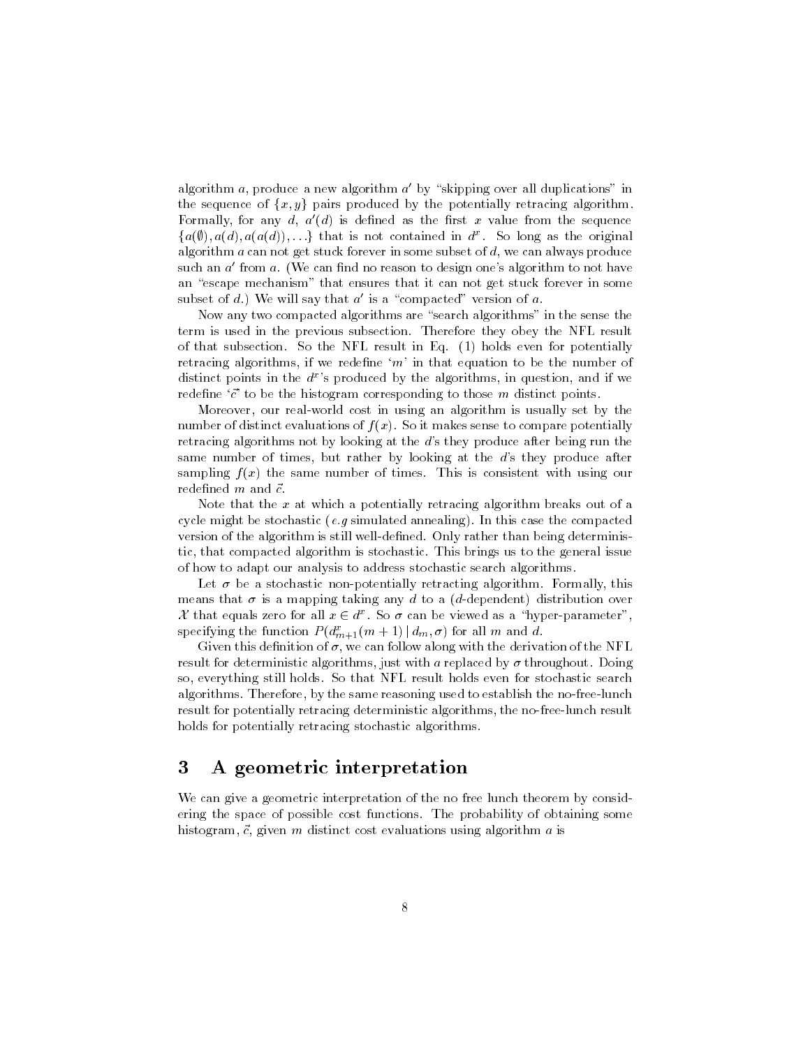algorithm $a$, produce a new algorithm $a'$ by "skipping over all duplications" in the sequence of $\{x, y\}$ pairs produced by the potentially retracing algorithm. Formally, for any $d$, $a'(d)$ is defined as the first $x$ value from the sequence $\{a(\emptyset), a(d), a(a(d)), \ldots\}$ that is not contained in $d^x$. So long as the original algorithm $a$ can not get stuck forever in some subset of $d$, we can always produce such an $a'$ from $a$. (We can find no reason to design one's algorithm to not have an "escape mechanism" that ensures that it can not get stuck forever in some subset of $d$.) We will say that $a'$ is a "compacted" version of $a$.

Now any two compacted algorithms are "search algorithms" in the sense the term is used in the previous subsection. Therefore they obey the NFL result of that subsection. So the NFL result in Eq. (1) holds even for potentially retracing algorithms, if we redefine '$m$' in that equation to be the number of distinct points in the $d^x$'s produced by the algorithms, in question, and if we redefine '$\vec{c}$' to be the histogram corresponding to those $m$ distinct points.

Moreover, our real-world cost in using an algorithm is usually set by the number of distinct evaluations of $f(x)$. So it makes sense to compare potentially retracing algorithms not by looking at the $d$'s they produce after being run the same number of times, but rather by looking at the $d$'s they produce after sampling $f(x)$ the same number of times. This is consistent with using our redefined $m$ and $\vec{c}$.

Note that the $x$ at which a potentially retracing algorithm breaks out of a cycle might be stochastic (*e.g* simulated annealing). In this case the compacted version of the algorithm is still well-defined. Only rather than being deterministic, that compacted algorithm is stochastic. This brings us to the general issue of how to adapt our analysis to address stochastic search algorithms.

Let $\sigma$ be a stochastic non-potentially retracting algorithm. Formally, this means that $\sigma$ is a mapping taking any $d$ to a ($d$-dependent) distribution over $\mathcal{X}$ that equals zero for all $x \in d^x$. So $\sigma$ can be viewed as a "hyper-parameter", specifying the function $P(d^x_{m+1}(m+1) \mid d_m, \sigma)$ for all $m$ and $d$.

Given this definition of $\sigma$, we can follow along with the derivation of the NFL result for deterministic algorithms, just with $a$ replaced by $\sigma$ throughout. Doing so, everything still holds. So that NFL result holds even for stochastic search algorithms. Therefore, by the same reasoning used to establish the no-free-lunch result for potentially retracing deterministic algorithms, the no-free-lunch result holds for potentially retracing stochastic algorithms.

## 3 A geometric interpretation

We can give a geometric interpretation of the no free lunch theorem by considering the space of possible cost functions. The probability of obtaining some histogram, $\vec{c}$, given $m$ distinct cost evaluations using algorithm $a$ is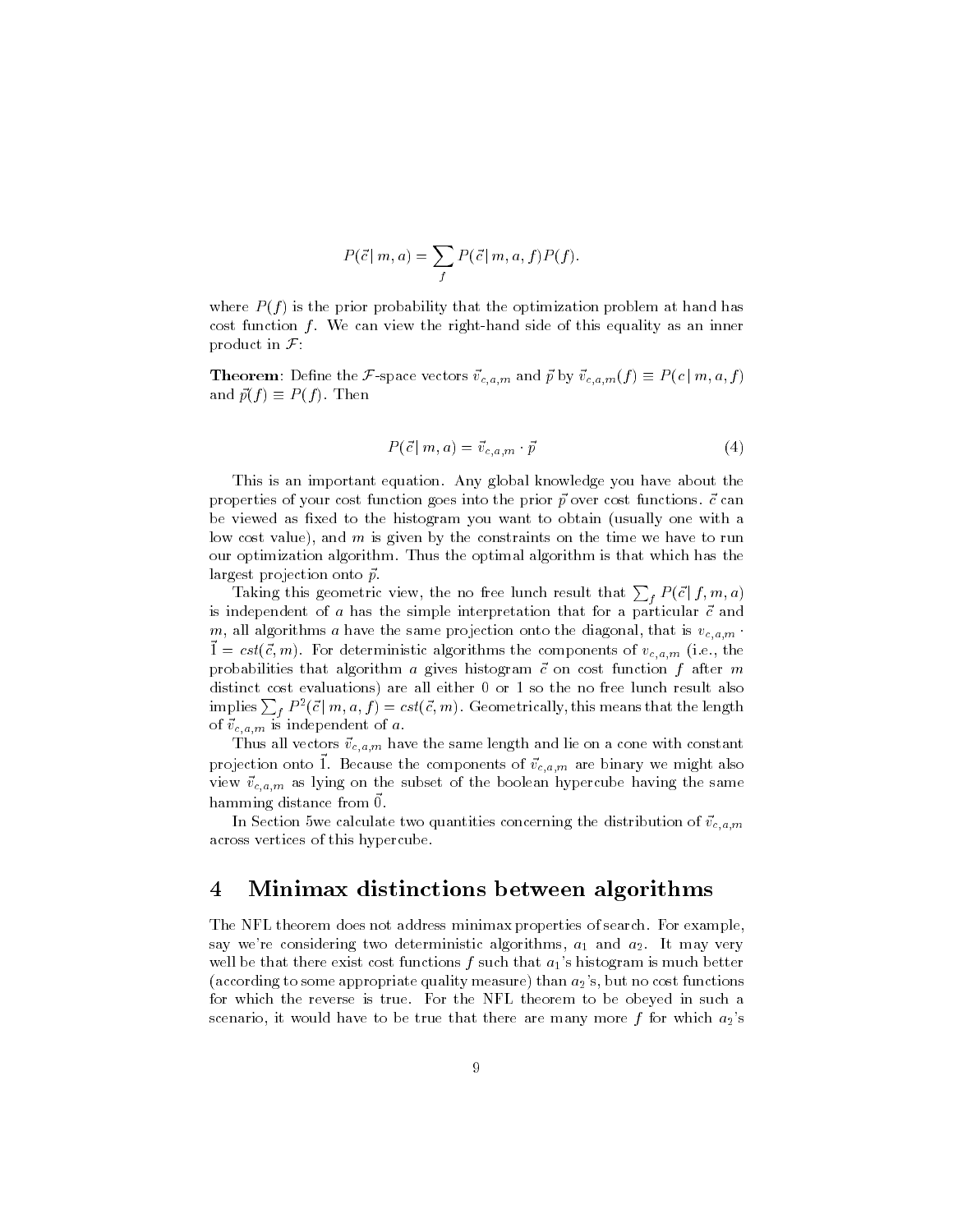$$P(\vec{c} \mid m, a) = \sum_f P(\vec{c} \mid m, a, f) P(f).$$

where $P(f)$ is the prior probability that the optimization problem at hand has cost function $f$. We can view the right-hand side of this equality as an inner product in $\mathcal{F}$:

**Theorem**: Define the $\mathcal{F}$-space vectors $\vec{v}_{c,a,m}$ and $\vec{p}$ by $\vec{v}_{c,a,m}(f) \equiv P(c \mid m, a, f)$ and $\vec{p}(f) \equiv P(f)$. Then

$$P(\vec{c} \mid m, a) = \vec{v}_{c,a,m} \cdot \vec{p} \tag{4}$$

This is an important equation. Any global knowledge you have about the properties of your cost function goes into the prior $\vec{p}$ over cost functions. $\vec{c}$ can be viewed as fixed to the histogram you want to obtain (usually one with a low cost value), and $m$ is given by the constraints on the time we have to run our optimization algorithm. Thus the optimal algorithm is that which has the largest projection onto $\vec{p}$.

Taking this geometric view, the no free lunch result that $\sum_f P(\vec{c} \mid f, m, a)$ is independent of $a$ has the simple interpretation that for a particular $\vec{c}$ and $m$, all algorithms $a$ have the same projection onto the diagonal, that is $v_{c,a,m} \cdot \vec{1} = cst(\vec{c}, m)$. For deterministic algorithms the components of $v_{c,a,m}$ (i.e., the probabilities that algorithm $a$ gives histogram $\vec{c}$ on cost function $f$ after $m$ distinct cost evaluations) are all either 0 or 1 so the no free lunch result also implies $\sum_f P^2(\vec{c} \mid m, a, f) = cst(\vec{c}, m)$. Geometrically, this means that the length of $\vec{v}_{c,a,m}$ is independent of $a$.

Thus all vectors $\vec{v}_{c,a,m}$ have the same length and lie on a cone with constant projection onto $\vec{1}$. Because the components of $\vec{v}_{c,a,m}$ are binary we might also view $\vec{v}_{c,a,m}$ as lying on the subset of the boolean hypercube having the same hamming distance from $\vec{0}$.

In Section 5we calculate two quantities concerning the distribution of $\vec{v}_{c,a,m}$ across vertices of this hypercube.

## 4 Minimax distinctions between algorithms

The NFL theorem does not address minimax properties of search. For example, say we're considering two deterministic algorithms, $a_1$ and $a_2$. It may very well be that there exist cost functions $f$ such that $a_1$'s histogram is much better (according to some appropriate quality measure) than $a_2$'s, but no cost functions for which the reverse is true. For the NFL theorem to be obeyed in such a scenario, it would have to be true that there are many more $f$ for which $a_2$'s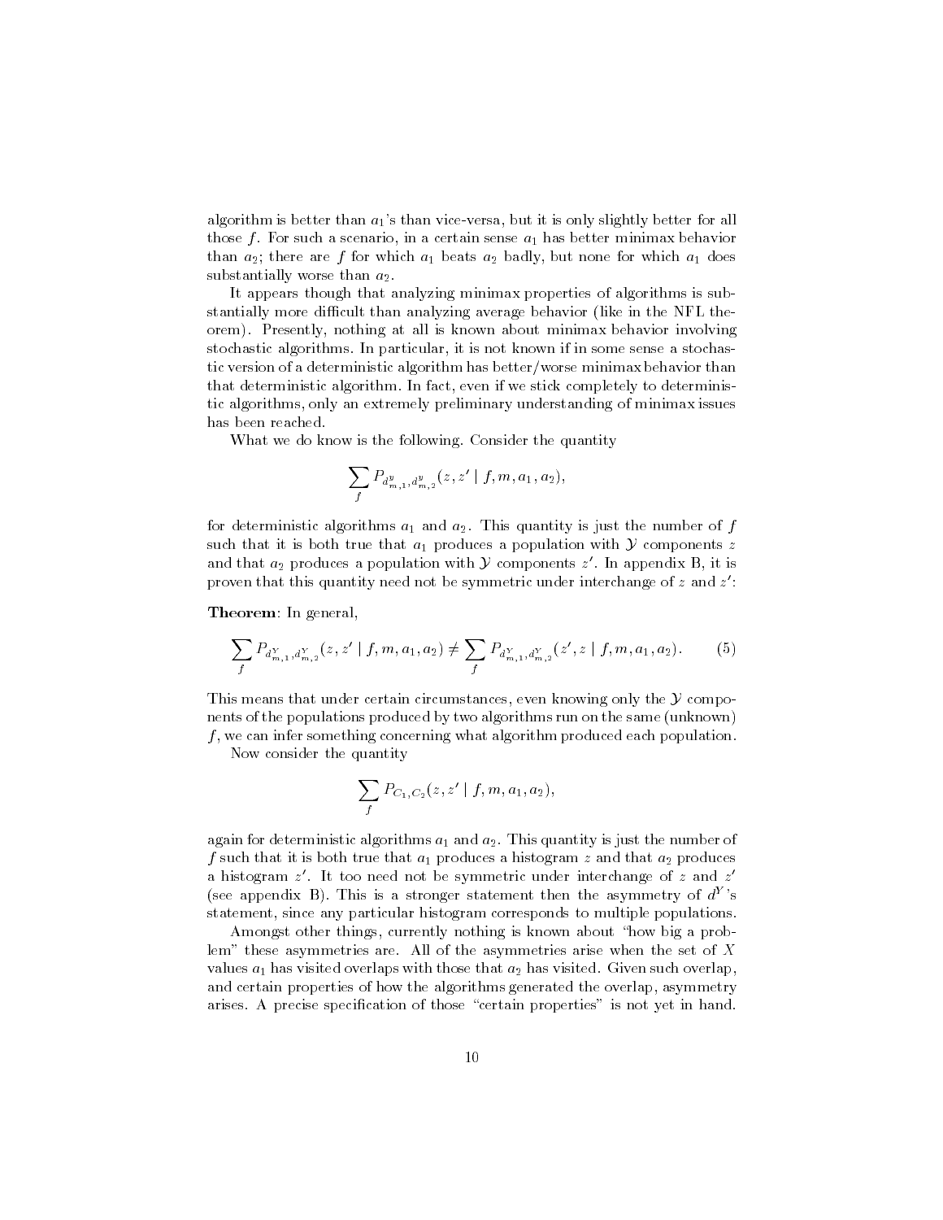algorithm is better than $a_1$'s than vice-versa, but it is only slightly better for all those $f$. For such a scenario, in a certain sense $a_1$ has better minimax behavior than $a_2$; there are $f$ for which $a_1$ beats $a_2$ badly, but none for which $a_1$ does substantially worse than $a_2$.

It appears though that analyzing minimax properties of algorithms is substantially more difficult than analyzing average behavior (like in the NFL theorem). Presently, nothing at all is known about minimax behavior involving stochastic algorithms. In particular, it is not known if in some sense a stochastic version of a deterministic algorithm has better/worse minimax behavior than that deterministic algorithm. In fact, even if we stick completely to deterministic algorithms, only an extremely preliminary understanding of minimax issues has been reached.

What we do know is the following. Consider the quantity

$$\sum_f P_{d^y_{m,1}, d^y_{m,2}}(z, z' \mid f, m, a_1, a_2),$$

for deterministic algorithms $a_1$ and $a_2$. This quantity is just the number of $f$ such that it is both true that $a_1$ produces a population with $\mathcal{Y}$ components $z$ and that $a_2$ produces a population with $\mathcal{Y}$ components $z'$. In appendix B, it is proven that this quantity need not be symmetric under interchange of $z$ and $z'$:

**Theorem**: In general,

$$\sum_f P_{d^Y_{m,1}, d^Y_{m,2}}(z, z' \mid f, m, a_1, a_2) \neq \sum_f P_{d^Y_{m,1}, d^Y_{m,2}}(z', z \mid f, m, a_1, a_2). \tag{5}$$

This means that under certain circumstances, even knowing only the $\mathcal{Y}$ components of the populations produced by two algorithms run on the same (unknown) $f$, we can infer something concerning what algorithm produced each population.

Now consider the quantity

$$\sum_f P_{C_1, C_2}(z, z' \mid f, m, a_1, a_2),$$

again for deterministic algorithms $a_1$ and $a_2$. This quantity is just the number of $f$ such that it is both true that $a_1$ produces a histogram $z$ and that $a_2$ produces a histogram $z'$. It too need not be symmetric under interchange of $z$ and $z'$ (see appendix B). This is a stronger statement then the asymmetry of $d^Y$'s statement, since any particular histogram corresponds to multiple populations.

Amongst other things, currently nothing is known about "how big a problem" these asymmetries are. All of the asymmetries arise when the set of $X$ values $a_1$ has visited overlaps with those that $a_2$ has visited. Given such overlap, and certain properties of how the algorithms generated the overlap, asymmetry arises. A precise specification of those "certain properties" is not yet in hand.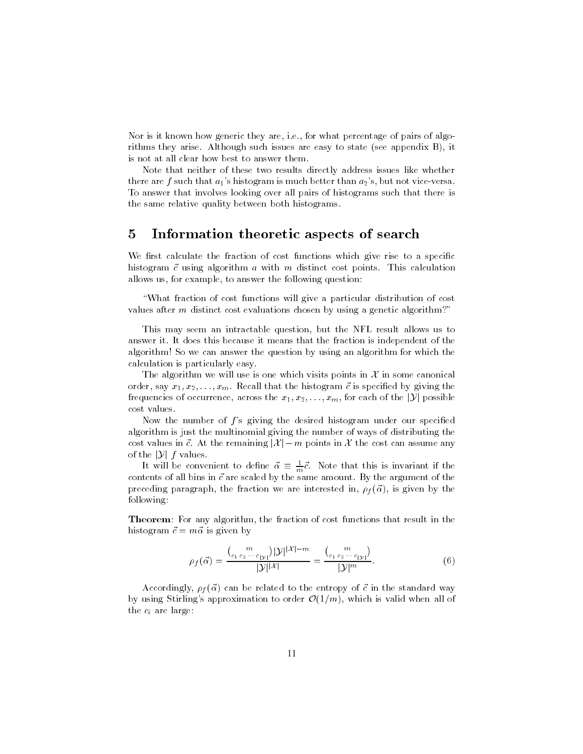Nor is it known how generic they are, i.e., for what percentage of pairs of algorithms they arise. Although such issues are easy to state (see appendix B), it is not at all clear how best to answer them.

Note that neither of these two results directly address issues like whether there are $f$ such that $a_1$'s histogram is much better than $a_2$'s, but not vice-versa. To answer that involves looking over all pairs of histograms such that there is the same relative quality between both histograms.

## 5 Information theoretic aspects of search

We first calculate the fraction of cost functions which give rise to a specific histogram $\vec{c}$ using algorithm $a$ with $m$ distinct cost points. This calculation allows us, for example, to answer the following question:

"What fraction of cost functions will give a particular distribution of cost values after $m$ distinct cost evaluations chosen by using a genetic algorithm?"

This may seem an intractable question, but the NFL result allows us to answer it. It does this because it means that the fraction is independent of the algorithm! So we can answer the question by using an algorithm for which the calculation is particularly easy.

The algorithm we will use is one which visits points in $\mathcal{X}$ in some canonical order, say $x_1, x_2, \ldots, x_m$. Recall that the histogram $\vec{c}$ is specified by giving the frequencies of occurrence, across the $x_1, x_2, \ldots, x_m$, for each of the $|\mathcal{Y}|$ possible cost values.

Now the number of $f$'s giving the desired histogram under our specified algorithm is just the multinomial giving the number of ways of distributing the cost values in $\vec{c}$. At the remaining $|\mathcal{X}| - m$ points in $\mathcal{X}$ the cost can assume any of the $|\mathcal{Y}|$ $f$ values.

It will be convenient to define $\vec{\alpha} \equiv \frac{1}{m}\vec{c}$. Note that this is invariant if the contents of all bins in $\vec{c}$ are scaled by the same amount. By the argument of the preceding paragraph, the fraction we are interested in, $\rho_f(\vec{\alpha})$, is given by the following:

**Theorem**: For any algorithm, the fraction of cost functions that result in the histogram $\vec{c} = m\vec{\alpha}$ is given by

$$\rho_f(\vec{\alpha}) = \frac{\binom{m}{c_1\ c_2\ \cdots\ c_{|\mathcal{Y}|}} |\mathcal{Y}|^{|\mathcal{X}|-m}}{|\mathcal{Y}|^{|\mathcal{X}|}} = \frac{\binom{m}{c_1\ c_2\ \cdots\ c_{|\mathcal{Y}|}}}{|\mathcal{Y}|^m}. \tag{6}$$

Accordingly, $\rho_f(\vec{\alpha})$ can be related to the entropy of $\vec{c}$ in the standard way by using Stirling's approximation to order $\mathcal{O}(1/m)$, which is valid when all of the $c_i$ are large: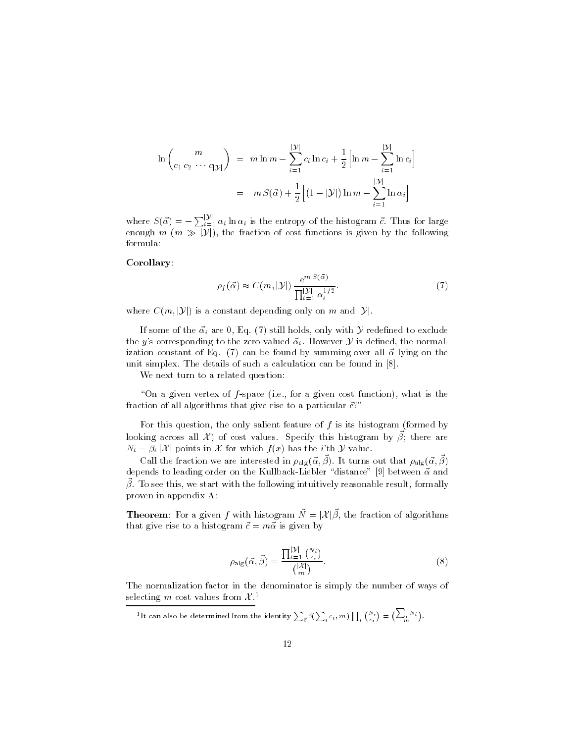$$\ln \binom{m}{c_1 \, c_2 \, \cdots \, c_{|\mathcal{Y}|}} = m \ln m - \sum_{i=1}^{|\mathcal{Y}|} c_i \ln c_i + \frac{1}{2} \Big[ \ln m - \sum_{i=1}^{|\mathcal{Y}|} \ln c_i \Big]$$

$$= m \, S(\vec{\alpha}) + \frac{1}{2} \Big[ \big(1 - |\mathcal{Y}|\big) \ln m - \sum_{i=1}^{|\mathcal{Y}|} \ln \alpha_i \Big]$$

where $S(\vec{\alpha}) = -\sum_{i=1}^{|\mathcal{Y}|} \alpha_i \ln \alpha_i$ is the entropy of the histogram $\vec{c}$. Thus for large enough $m$ ($m \gg |\mathcal{Y}|$), the fraction of cost functions is given by the following formula:

**Corollary**:

$$\rho_f(\vec{\alpha}) \approx C(m, |\mathcal{Y}|) \, \frac{e^{m \, S(\vec{\alpha})}}{\prod_{i=1}^{|\mathcal{Y}|} \alpha_i^{1/2}}. \tag{7}$$

where $C(m, |\mathcal{Y}|)$ is a constant depending only on $m$ and $|\mathcal{Y}|$.

If some of the $\vec{\alpha}_i$ are 0, Eq. (7) still holds, only with $\mathcal{Y}$ redefined to exclude the $y$'s corresponding to the zero-valued $\vec{\alpha}_i$. However $\mathcal{Y}$ is defined, the normalization constant of Eq. (7) can be found by summing over all $\vec{\alpha}$ lying on the unit simplex. The details of such a calculation can be found in [8].

We next turn to a related question:

"On a given vertex of $f$-space (i.e., for a given cost function), what is the fraction of all algorithms that give rise to a particular $\vec{c}$?"

For this question, the only salient feature of $f$ is its histogram (formed by looking across all $\mathcal{X}$) of cost values. Specify this histogram by $\vec{\beta}$; there are $N_i = \beta_i \, |\mathcal{X}|$ points in $\mathcal{X}$ for which $f(x)$ has the $i$'th $\mathcal{Y}$ value.

Call the fraction we are interested in $\rho_{\text{alg}}(\vec{\alpha}, \vec{\beta})$. It turns out that $\rho_{\text{alg}}(\vec{\alpha}, \vec{\beta})$ depends to leading order on the Kullback-Liebler "distance" [9] between $\vec{\alpha}$ and $\vec{\beta}$. To see this, we start with the following intuitively reasonable result, formally proven in appendix A:

**Theorem**: For a given $f$ with histogram $\vec{N} = |\mathcal{X}| \vec{\beta}$, the fraction of algorithms that give rise to a histogram $\vec{c} = m\vec{\alpha}$ is given by

$$\rho_{\text{alg}}(\vec{\alpha}, \vec{\beta}) = \frac{\prod_{i=1}^{|\mathcal{Y}|} \binom{N_i}{c_i}}{\binom{|\mathcal{X}|}{m}}. \tag{8}$$

The normalization factor in the denominator is simply the number of ways of selecting $m$ cost values from $\mathcal{X}$.[1]

[1] It can also be determined from the identity $\sum_{\vec{c}} \delta(\sum_i c_i, m) \prod_i \binom{N_i}{c_i} = \binom{\sum_i N_i}{m}$.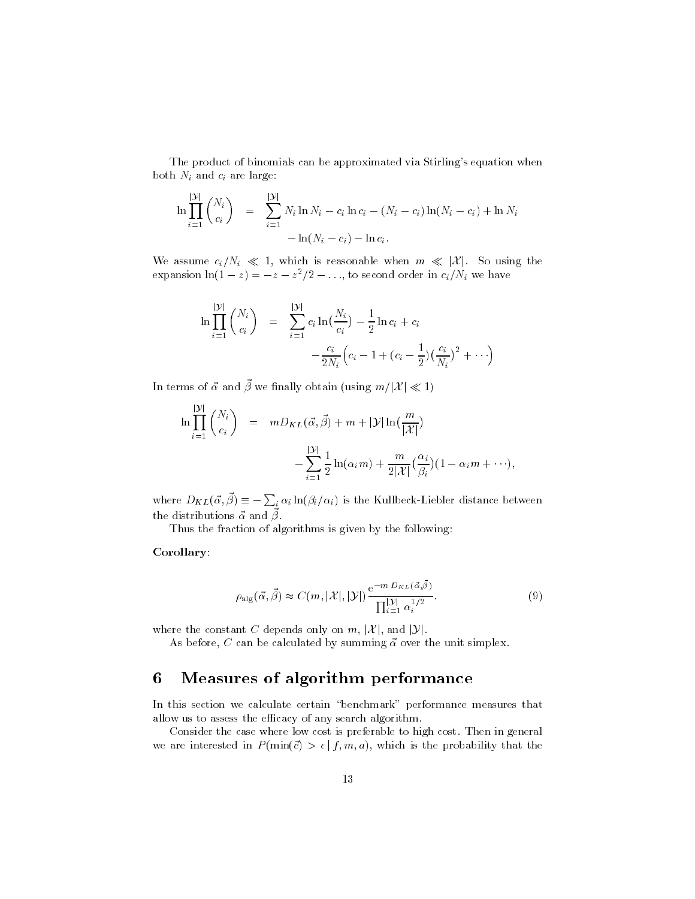The product of binomials can be approximated via Stirling's equation when both $N_i$ and $c_i$ are large:

$$
\begin{aligned}
\ln \prod_{i=1}^{|\mathcal{Y}|} \binom{N_i}{c_i} &= \sum_{i=1}^{|\mathcal{Y}|} N_i \ln N_i - c_i \ln c_i - (N_i - c_i)\ln(N_i - c_i) + \ln N_i \\
&\quad - \ln(N_i - c_i) - \ln c_i .
\end{aligned}
$$

We assume $c_i/N_i \ll 1$, which is reasonable when $m \ll |\mathcal{X}|$. So using the expansion $\ln(1-z) = -z - z^2/2 - \ldots$, to second order in $c_i/N_i$ we have

$$
\begin{aligned}
\ln \prod_{i=1}^{|\mathcal{Y}|} \binom{N_i}{c_i} &= \sum_{i=1}^{|\mathcal{Y}|} c_i \ln(\frac{N_i}{c_i}) - \frac{1}{2}\ln c_i + c_i \\
&\quad - \frac{c_i}{2N_i}\Big(c_i - 1 + (c_i - \frac{1}{2})(\frac{c_i}{N_i})^2 + \cdots\Big)
\end{aligned}
$$

In terms of $\vec{\alpha}$ and $\vec{\beta}$ we finally obtain (using $m/|\mathcal{X}| \ll 1$)

$$
\begin{aligned}
\ln \prod_{i=1}^{|\mathcal{Y}|} \binom{N_i}{c_i} &= m D_{KL}(\vec{\alpha}, \vec{\beta}) + m + |\mathcal{Y}| \ln(\frac{m}{|\mathcal{X}|}) \\
&\quad - \sum_{i=1}^{|\mathcal{Y}|} \frac{1}{2}\ln(\alpha_i m) + \frac{m}{2|\mathcal{X}|}(\frac{\alpha_i}{\beta_i})(1 - \alpha_i m + \cdots),
\end{aligned}
$$

where $D_{KL}(\vec{\alpha}, \vec{\beta}) \equiv -\sum_i \alpha_i \ln(\beta_i/\alpha_i)$ is the Kullbeck-Liebler distance between the distributions $\vec{\alpha}$ and $\vec{\beta}$.

Thus the fraction of algorithms is given by the following:

**Corollary**:

$$
\rho_{\rm alg}(\vec{\alpha}, \vec{\beta}) \approx C(m, |\mathcal{X}|, |\mathcal{Y}|) \frac{e^{-m\, D_{KL}(\vec{\alpha}, \vec{\beta})}}{\prod_{i=1}^{|\mathcal{Y}|} \alpha_i^{1/2}}. \tag{9}
$$

where the constant $C$ depends only on $m$, $|\mathcal{X}|$, and $|\mathcal{Y}|$.

As before, $C$ can be calculated by summing $\vec{\alpha}$ over the unit simplex.

# 6 Measures of algorithm performance

In this section we calculate certain "benchmark" performance measures that allow us to assess the efficacy of any search algorithm.

Consider the case where low cost is preferable to high cost. Then in general we are interested in $P(\min(\vec{c}) > \epsilon \mid f, m, a)$, which is the probability that the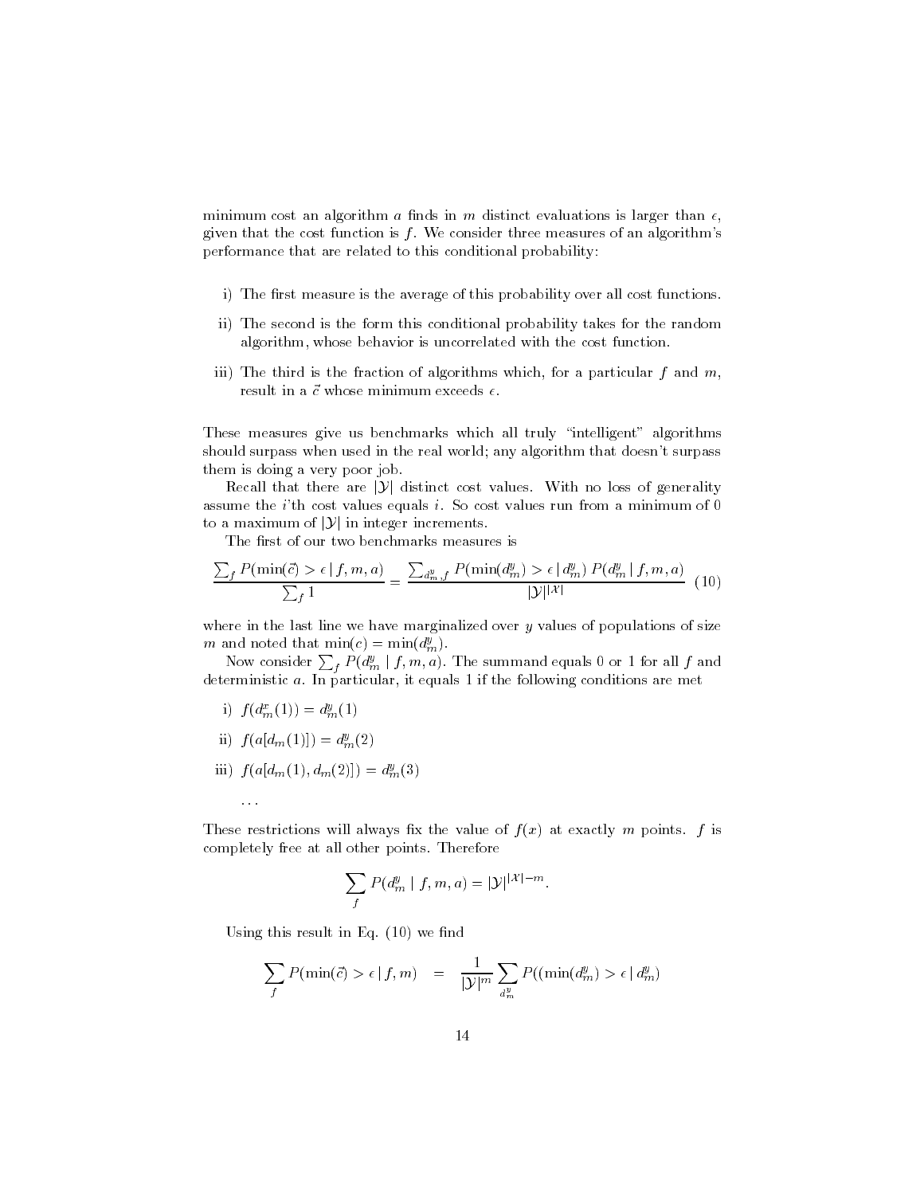minimum cost an algorithm $a$ finds in $m$ distinct evaluations is larger than $\epsilon$, given that the cost function is $f$. We consider three measures of an algorithm's performance that are related to this conditional probability:

i) The first measure is the average of this probability over all cost functions.

ii) The second is the form this conditional probability takes for the random algorithm, whose behavior is uncorrelated with the cost function.

iii) The third is the fraction of algorithms which, for a particular $f$ and $m$, result in a $\vec{c}$ whose minimum exceeds $\epsilon$.

These measures give us benchmarks which all truly "intelligent" algorithms should surpass when used in the real world; any algorithm that doesn't surpass them is doing a very poor job.

Recall that there are $|\mathcal{Y}|$ distinct cost values. With no loss of generality assume the $i$'th cost values equals $i$. So cost values run from a minimum of 0 to a maximum of $|\mathcal{Y}|$ in integer increments.

The first of our two benchmarks measures is

$$\frac{\sum_f P(\min(\vec{c}) > \epsilon \mid f, m, a)}{\sum_f 1} = \frac{\sum_{d_m^y, f} P(\min(d_m^y) > \epsilon \mid d_m^y) \; P(d_m^y \mid f, m, a)}{|\mathcal{Y}|^{|\mathcal{X}|}} \quad (10)$$

where in the last line we have marginalized over $y$ values of populations of size $m$ and noted that $\min(c) = \min(d_m^y)$.

Now consider $\sum_f P(d_m^y \mid f, m, a)$. The summand equals 0 or 1 for all $f$ and deterministic $a$. In particular, it equals 1 if the following conditions are met

i) $f(d_m^x(1)) = d_m^y(1)$

ii) $f(a[d_m(1)]) = d_m^y(2)$

iii) $f(a[d_m(1), d_m(2)]) = d_m^y(3)$

...

These restrictions will always fix the value of $f(x)$ at exactly $m$ points. $f$ is completely free at all other points. Therefore

$$\sum_f P(d_m^y \mid f, m, a) = |\mathcal{Y}|^{|\mathcal{X}|-m}.$$

Using this result in Eq. (10) we find

$$\sum_f P(\min(\vec{c}) > \epsilon \mid f, m) \quad = \quad \frac{1}{|\mathcal{Y}|^m} \sum_{d_m^y} P((\min(d_m^y) > \epsilon \mid d_m^y)$$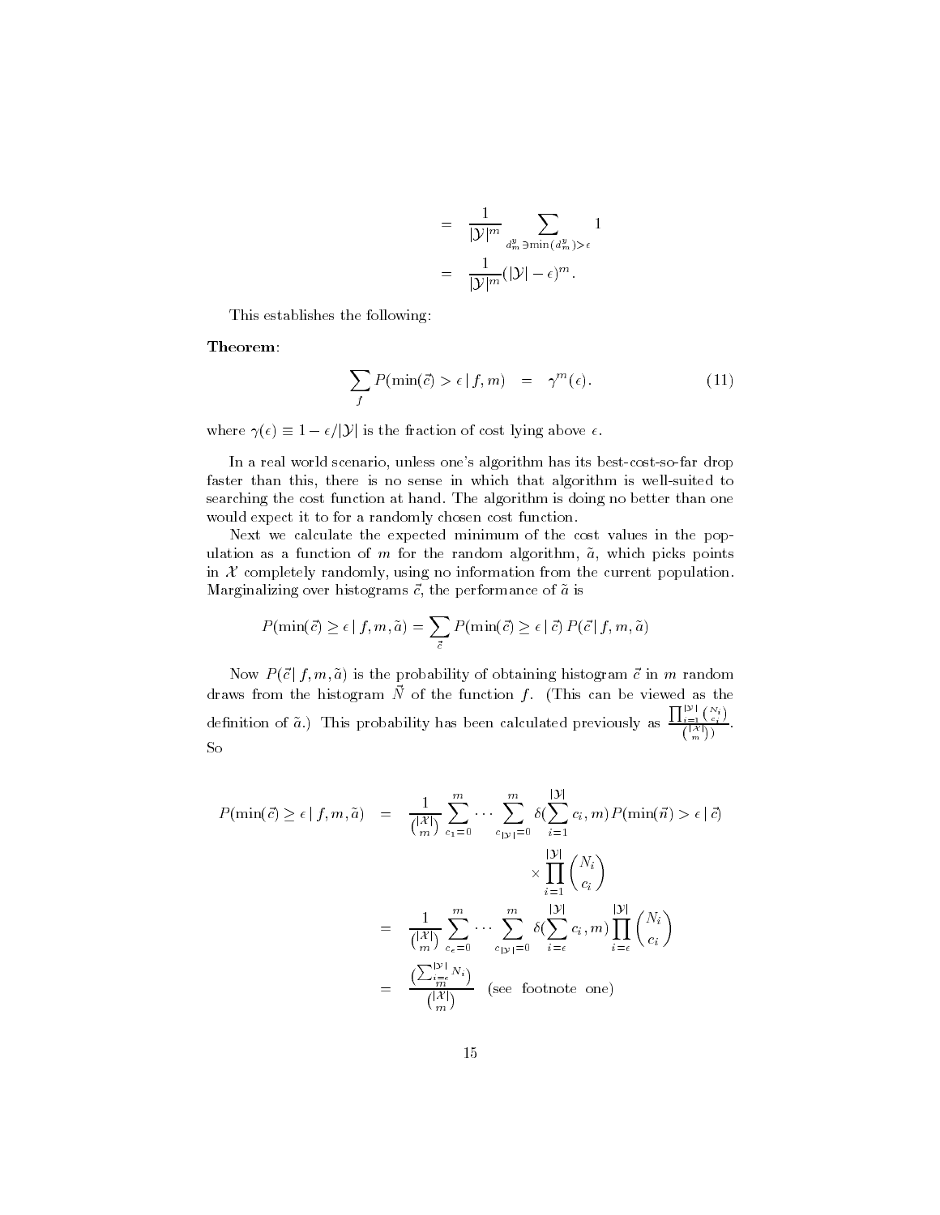$$
\begin{aligned}
&= \frac{1}{|\mathcal{Y}|^m} \sum_{d_m^y \ni \min(d_m^y) > \epsilon} 1 \\
&= \frac{1}{|\mathcal{Y}|^m} (|\mathcal{Y}| - \epsilon)^m .
\end{aligned}
$$

This establishes the following:

**Theorem**:

$$
\sum_f P(\min(\vec{c}) > \epsilon \,|\, f, m) \quad = \quad \gamma^m(\epsilon). \tag{11}
$$

where $\gamma(\epsilon) \equiv 1 - \epsilon / |\mathcal{Y}|$ is the fraction of cost lying above $\epsilon$.

In a real world scenario, unless one's algorithm has its best-cost-so-far drop faster than this, there is no sense in which that algorithm is well-suited to searching the cost function at hand. The algorithm is doing no better than one would expect it to for a randomly chosen cost function.

Next we calculate the expected minimum of the cost values in the population as a function of $m$ for the random algorithm, $\tilde{a}$, which picks points in $\mathcal{X}$ completely randomly, using no information from the current population. Marginalizing over histograms $\vec{c}$, the performance of $\tilde{a}$ is

$$
P(\min(\vec{c}) \geq \epsilon \,|\, f, m, \tilde{a}) = \sum_{\vec{c}} P(\min(\vec{c}) \geq \epsilon \,|\, \vec{c}) \, P(\vec{c} \,|\, f, m, \tilde{a})
$$

Now $P(\vec{c} \,|\, f, m, \tilde{a})$ is the probability of obtaining histogram $\vec{c}$ in $m$ random draws from the histogram $\vec{N}$ of the function $f$. (This can be viewed as the definition of $\tilde{a}$.) This probability has been calculated previously as $\frac{\prod_{i=1}^{|\mathcal{Y}|} \binom{N_i}{c_i}}{\binom{|\mathcal{X}|}{m}}$. So

$$
\begin{aligned}
P(\min(\vec{c}) \geq \epsilon \,|\, f, m, \tilde{a}) &= \frac{1}{\binom{|\mathcal{X}|}{m}} \sum_{c_1=0}^{m} \cdots \sum_{c_{|\mathcal{Y}|}=0}^{m} \delta\Big(\sum_{i=1}^{|\mathcal{Y}|} c_i, m\Big) P(\min(\vec{n}) > \epsilon \,|\, \vec{c}) \\
&\qquad \times \prod_{i=1}^{|\mathcal{Y}|} \binom{N_i}{c_i} \\
&= \frac{1}{\binom{|\mathcal{X}|}{m}} \sum_{c_\epsilon=0}^{m} \cdots \sum_{c_{|\mathcal{Y}|}=0}^{m} \delta\Big(\sum_{i=\epsilon}^{|\mathcal{Y}|} c_i, m\Big) \prod_{i=\epsilon}^{|\mathcal{Y}|} \binom{N_i}{c_i} \\
&= \frac{\binom{\sum_{i=\epsilon}^{|\mathcal{Y}|} N_i}{m}}{\binom{|\mathcal{X}|}{m}} \quad \text{(see footnote one)}
\end{aligned}
$$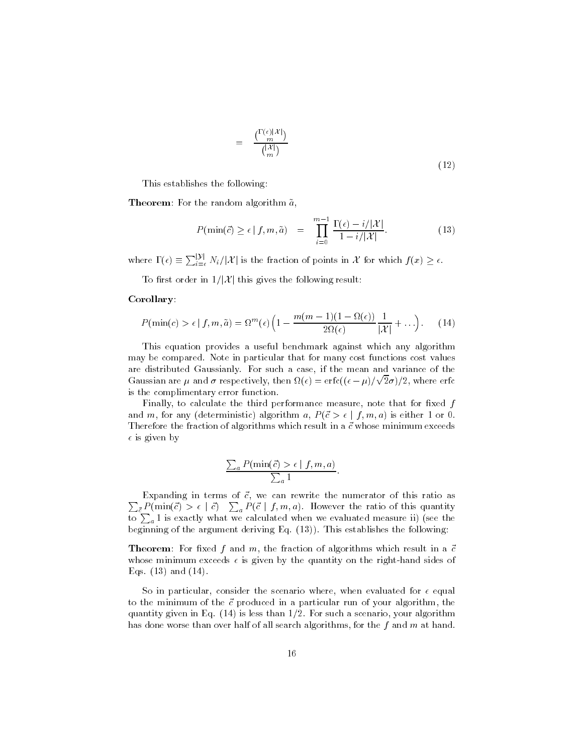$$= \frac{\binom{\Gamma(\epsilon)|\mathcal{X}|}{m}}{\binom{|\mathcal{X}|}{m}} \tag{12}$$

This establishes the following:

**Theorem**: For the random algorithm $\tilde{a}$,

$$P(\min(\vec{c}) \geq \epsilon \mid f, m, \tilde{a}) = \prod_{i=0}^{m-1} \frac{\Gamma(\epsilon) - i/|\mathcal{X}|}{1 - i/|\mathcal{X}|}. \tag{13}$$

where $\Gamma(\epsilon) \equiv \sum_{i=\epsilon}^{|\mathcal{Y}|} N_i/|\mathcal{X}|$ is the fraction of points in $\mathcal{X}$ for which $f(x) \geq \epsilon$.

To first order in $1/|\mathcal{X}|$ this gives the following result:

**Corollary**:

$$P(\min(c) > \epsilon \mid f, m, \tilde{a}) = \Omega^m(\epsilon)\Big(1 - \frac{m(m-1)(1-\Omega(\epsilon))}{2\Omega(\epsilon)}\frac{1}{|\mathcal{X}|} + \ldots\Big). \tag{14}$$

This equation provides a useful benchmark against which any algorithm may be compared. Note in particular that for many cost functions cost values are distributed Gaussianly. For such a case, if the mean and variance of the Gaussian are $\mu$ and $\sigma$ respectively, then $\Omega(\epsilon) = \text{erfc}((\epsilon - \mu)/\sqrt{2}\sigma)/2$, where erfc is the complimentary error function.

Finally, to calculate the third performance measure, note that for fixed $f$ and $m$, for any (deterministic) algorithm $a$, $P(\vec{c} > \epsilon \mid f, m, a)$ is either 1 or 0. Therefore the fraction of algorithms which result in a $\vec{c}$ whose minimum exceeds $\epsilon$ is given by

$$\frac{\sum_a P(\min(\vec{c}) > \epsilon \mid f, m, a)}{\sum_a 1}.$$

Expanding in terms of $\vec{c}$, we can rewrite the numerator of this ratio as $\sum_{\vec{c}} P(\min(\vec{c}) > \epsilon \mid \vec{c}) \quad \sum_a P(\vec{c} \mid f, m, a)$. However the ratio of this quantity to $\sum_a 1$ is exactly what we calculated when we evaluated measure ii) (see the beginning of the argument deriving Eq. (13)). This establishes the following:

**Theorem**: For fixed $f$ and $m$, the fraction of algorithms which result in a $\vec{c}$ whose minimum exceeds $\epsilon$ is given by the quantity on the right-hand sides of Eqs. (13) and (14).

So in particular, consider the scenario where, when evaluated for $\epsilon$ equal to the minimum of the $\vec{c}$ produced in a particular run of your algorithm, the quantity given in Eq. (14) is less than 1/2. For such a scenario, your algorithm has done worse than over half of all search algorithms, for the $f$ and $m$ at hand.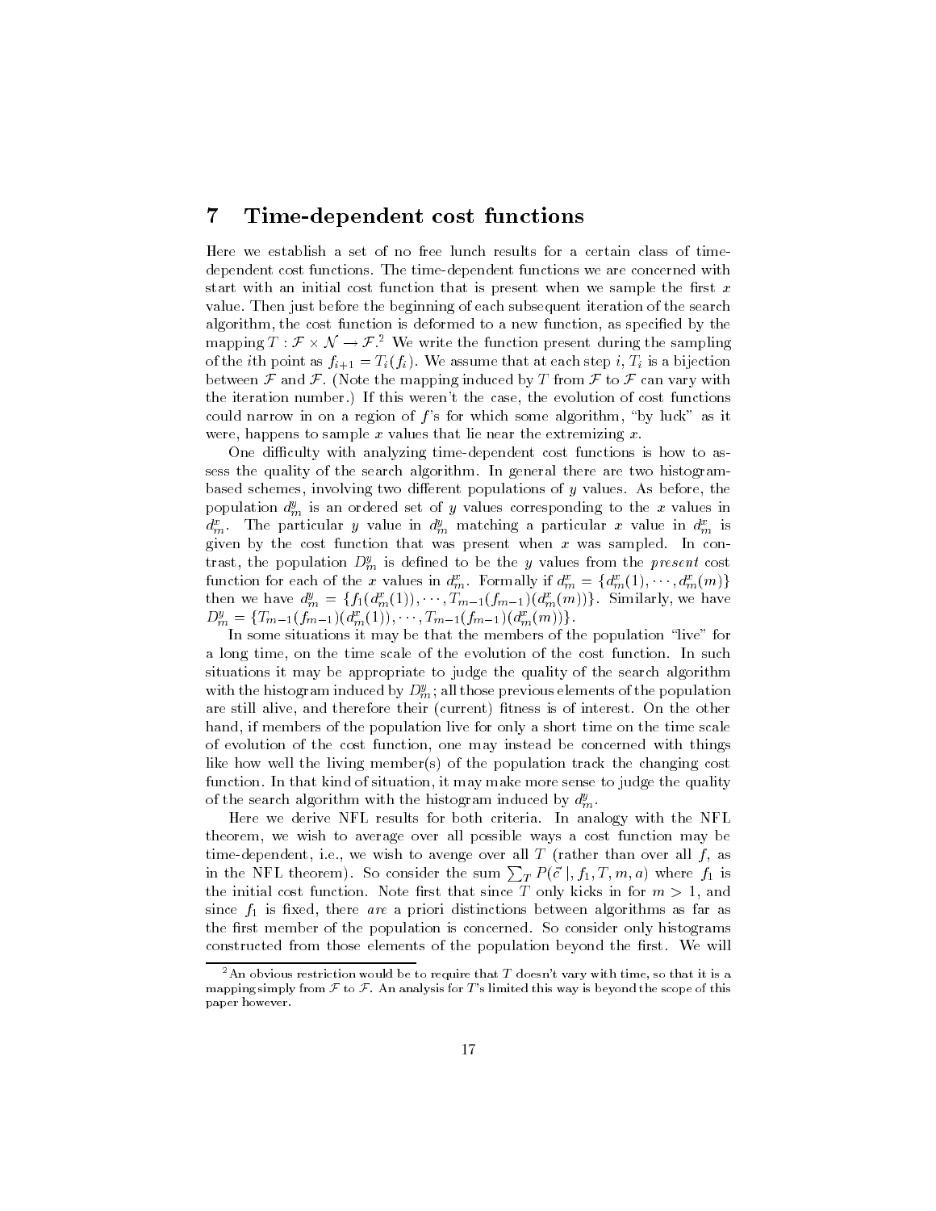## 7 Time-dependent cost functions

Here we establish a set of no free lunch results for a certain class of time-dependent cost functions. The time-dependent functions we are concerned with start with an initial cost function that is present when we sample the first $x$ value. Then just before the beginning of each subsequent iteration of the search algorithm, the cost function is deformed to a new function, as specified by the mapping $T : \mathcal{F} \times \mathcal{N} \rightarrow \mathcal{F}$.[2] We write the function present during the sampling of the $i$th point as $f_{i+1} = T_i(f_i)$. We assume that at each step $i$, $T_i$ is a bijection between $\mathcal{F}$ and $\mathcal{F}$. (Note the mapping induced by $T$ from $\mathcal{F}$ to $\mathcal{F}$ can vary with the iteration number.) If this weren't the case, the evolution of cost functions could narrow in on a region of $f$'s for which some algorithm, "by luck" as it were, happens to sample $x$ values that lie near the extremizing $x$.

One difficulty with analyzing time-dependent cost functions is how to assess the quality of the search algorithm. In general there are two histogram-based schemes, involving two different populations of $y$ values. As before, the population $d^y_m$ is an ordered set of $y$ values corresponding to the $x$ values in $d^x_m$. The particular $y$ value in $d^y_m$ matching a particular $x$ value in $d^x_m$ is given by the cost function that was present when $x$ was sampled. In contrast, the population $D^y_m$ is defined to be the $y$ values from the *present* cost function for each of the $x$ values in $d^x_m$. Formally if $d^x_m = \{d^x_m(1), \cdots, d^x_m(m)\}$ then we have $d^y_m = \{f_1(d^x_m(1)), \cdots, T_{m-1}(f_{m-1})(d^x_m(m))\}$. Similarly, we have $D^y_m = \{T_{m-1}(f_{m-1})(d^x_m(1)), \cdots, T_{m-1}(f_{m-1})(d^x_m(m))\}$.

In some situations it may be that the members of the population "live" for a long time, on the time scale of the evolution of the cost function. In such situations it may be appropriate to judge the quality of the search algorithm with the histogram induced by $D^y_m$; all those previous elements of the population are still alive, and therefore their (current) fitness is of interest. On the other hand, if members of the population live for only a short time on the time scale of evolution of the cost function, one may instead be concerned with things like how well the living member(s) of the population track the changing cost function. In that kind of situation, it may make more sense to judge the quality of the search algorithm with the histogram induced by $d^y_m$.

Here we derive NFL results for both criteria. In analogy with the NFL theorem, we wish to average over all possible ways a cost function may be time-dependent, i.e., we wish to avenge over all $T$ (rather than over all $f$, as in the NFL theorem). So consider the sum $\sum_T P(\vec{c} \mid, f_1, T, m, a)$ where $f_1$ is the initial cost function. Note first that since $T$ only kicks in for $m > 1$, and since $f_1$ is fixed, there *are* a priori distinctions between algorithms as far as the first member of the population is concerned. So consider only histograms constructed from those elements of the population beyond the first. We will

[2] An obvious restriction would be to require that $T$ doesn't vary with time, so that it is a mapping simply from $\mathcal{F}$ to $\mathcal{F}$. An analysis for $T$'s limited this way is beyond the scope of this paper however.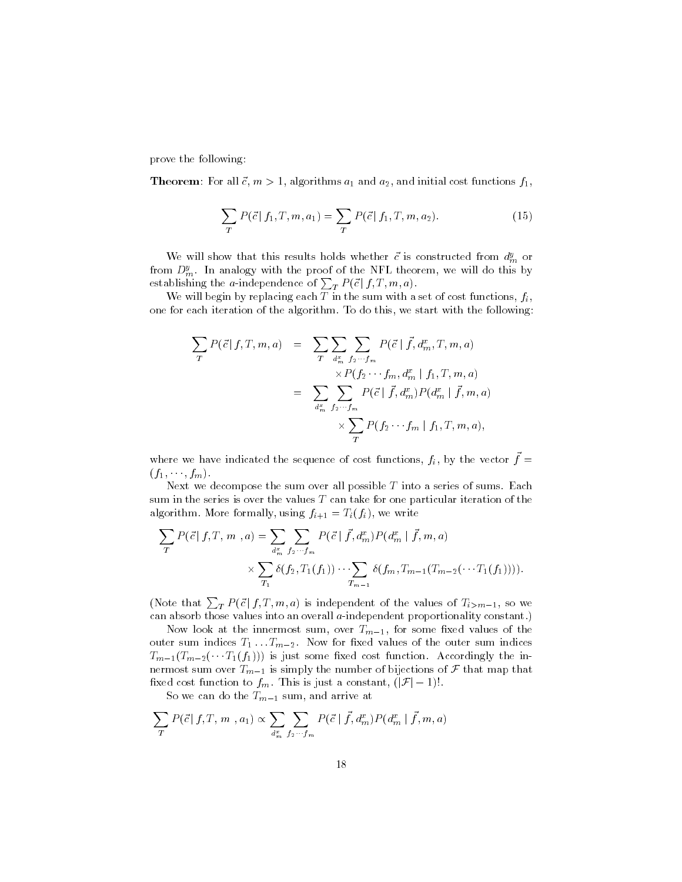prove the following:

**Theorem**: For all $\vec{c}$, $m > 1$, algorithms $a_1$ and $a_2$, and initial cost functions $f_1$,

$$\sum_T P(\vec{c} \mid f_1, T, m, a_1) = \sum_T P(\vec{c} \mid f_1, T, m, a_2). \tag{15}$$

We will show that this results holds whether $\vec{c}$ is constructed from $d_m^y$ or from $D_m^y$. In analogy with the proof of the NFL theorem, we will do this by establishing the $a$-independence of $\sum_T P(\vec{c} \mid f, T, m, a)$.

We will begin by replacing each $T$ in the sum with a set of cost functions, $f_i$, one for each iteration of the algorithm. To do this, we start with the following:

$$\begin{aligned}
\sum_T P(\vec{c} \mid f, T, m, a) &= \sum_T \sum_{d_m^x} \sum_{f_2 \cdots f_m} P(\vec{c} \mid \vec{f}, d_m^x, T, m, a) \\
&\qquad \times P(f_2 \cdots f_m, d_m^x \mid f_1, T, m, a) \\
&= \sum_{d_m^x} \sum_{f_2 \cdots f_m} P(\vec{c} \mid \vec{f}, d_m^x) P(d_m^x \mid \vec{f}, m, a) \\
&\qquad \times \sum_T P(f_2 \cdots f_m \mid f_1, T, m, a),
\end{aligned}$$

where we have indicated the sequence of cost functions, $f_i$, by the vector $\vec{f} = (f_1, \cdots, f_m)$.

Next we decompose the sum over all possible $T$ into a series of sums. Each sum in the series is over the values $T$ can take for one particular iteration of the algorithm. More formally, using $f_{i+1} = T_i(f_i)$, we write

$$\begin{aligned}
\sum_T P(\vec{c} \mid f, T, m, a) &= \sum_{d_m^x} \sum_{f_2 \cdots f_m} P(\vec{c} \mid \vec{f}, d_m^x) P(d_m^x \mid \vec{f}, m, a) \\
&\qquad \times \sum_{T_1} \delta(f_2, T_1(f_1)) \cdots \sum_{T_{m-1}} \delta(f_m, T_{m-1}(T_{m-2}(\cdots T_1(f_1)))).
\end{aligned}$$

(Note that $\sum_T P(\vec{c} \mid f, T, m, a)$ is independent of the values of $T_{i>m-1}$, so we can absorb those values into an overall $a$-independent proportionality constant.)

Now look at the innermost sum, over $T_{m-1}$, for some fixed values of the outer sum indices $T_1 \ldots T_{m-2}$. Now for fixed values of the outer sum indices $T_{m-1}(T_{m-2}(\cdots T_1(f_1)))$ is just some fixed cost function. Accordingly the innermost sum over $T_{m-1}$ is simply the number of bijections of $\mathcal{F}$ that map that fixed cost function to $f_m$. This is just a constant, $(|\mathcal{F}| - 1)!$.

So we can do the $T_{m-1}$ sum, and arrive at

$$\sum_T P(\vec{c} \mid f, T, m, a_1) \propto \sum_{d_m^x} \sum_{f_2 \cdots f_m} P(\vec{c} \mid \vec{f}, d_m^x) P(d_m^x \mid \vec{f}, m, a)$$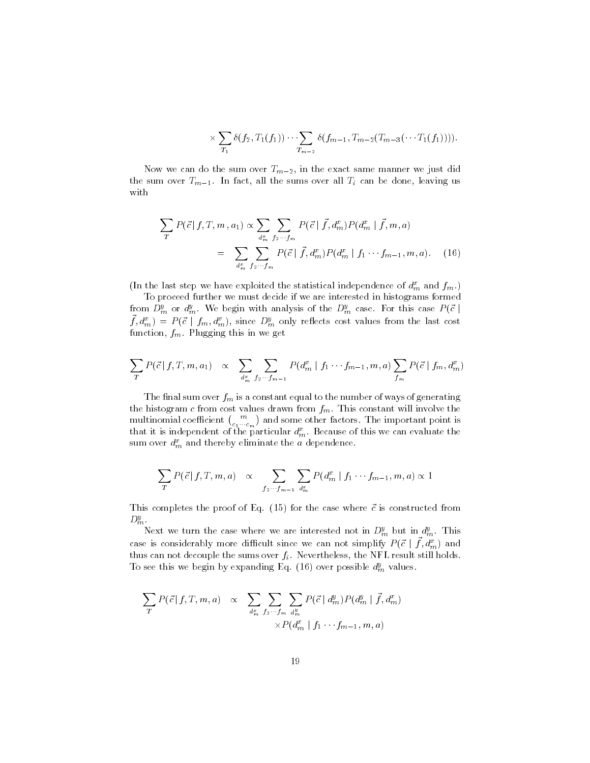$$\times \sum_{T_1} \delta(f_2, T_1(f_1)) \cdots \sum_{T_{m-2}} \delta(f_{m-1}, T_{m-2}(T_{m-3}(\cdots T_1(f_1)))).$$

Now we can do the sum over $T_{m-2}$, in the exact same manner we just did the sum over $T_{m-1}$. In fact, all the sums over all $T_i$ can be done, leaving us with

$$\begin{aligned}
\sum_T P(\vec{c}\,|\, f, T, m\,, a_1) &\propto \sum_{d^x_m} \sum_{f_2 \cdots f_m} P(\vec{c} \mid \vec{f}, d^x_m) P(d^x_m \mid \vec{f}, m, a) \\
&= \sum_{d^x_m} \sum_{f_2 \cdots f_m} P(\vec{c} \mid \vec{f}, d^x_m) P(d^x_m \mid f_1 \cdots f_{m-1}, m, a). \qquad (16)
\end{aligned}$$

(In the last step we have exploited the statistical independence of $d^x_m$ and $f_m$.)

To proceed further we must decide if we are interested in histograms formed from $D^y_m$ or $d^y_m$. We begin with analysis of the $D^y_m$ case. For this case $P(\vec{c} \mid \vec{f}, d^x_m) = P(\vec{c} \mid f_m, d^x_m)$, since $D^y_m$ only reflects cost values from the last cost function, $f_m$. Plugging this in we get

$$\sum_T P(\vec{c}\,|\, f, T, m, a_1) \quad \propto \quad \sum_{d^x_m} \sum_{f_2 \cdots f_{m-1}} P(d^x_m \mid f_1 \cdots f_{m-1}, m, a) \sum_{f_m} P(\vec{c} \mid f_m, d^x_m)$$

The final sum over $f_m$ is a constant equal to the number of ways of generating the histogram $c$ from cost values drawn from $f_m$. This constant will involve the multinomial coefficient $\binom{m}{c_1 \cdots c_m}$ and some other factors. The important point is that it is independent of the particular $d^x_m$. Because of this we can evaluate the sum over $d^x_m$ and thereby eliminate the $a$ dependence.

$$\sum_T P(\vec{c}\,|\, f, T, m, a) \quad \propto \quad \sum_{f_2 \cdots f_{m-1}} \sum_{d^x_m} P(d^x_m \mid f_1 \cdots f_{m-1}, m, a) \propto 1$$

This completes the proof of Eq. (15) for the case where $\vec{c}$ is constructed from $D^y_m$.

Next we turn the case where we are interested not in $D^y_m$ but in $d^y_m$. This case is considerably more difficult since we can not simplify $P(\vec{c} \mid \vec{f}, d^x_m)$ and thus can not decouple the sums over $f_i$. Nevertheless, the NFL result still holds. To see this we begin by expanding Eq. (16) over possible $d^y_m$ values.

$$\begin{aligned}
\sum_T P(\vec{c}\,|\, f, T, m, a) \quad \propto \quad & \sum_{d^x_m} \sum_{f_2 \cdots f_m} \sum_{d^y_m} P(\vec{c} \mid d^y_m) P(d^y_m \mid \vec{f}, d^x_m) \\
& \times P(d^x_m \mid f_1 \cdots f_{m-1}, m, a)
\end{aligned}$$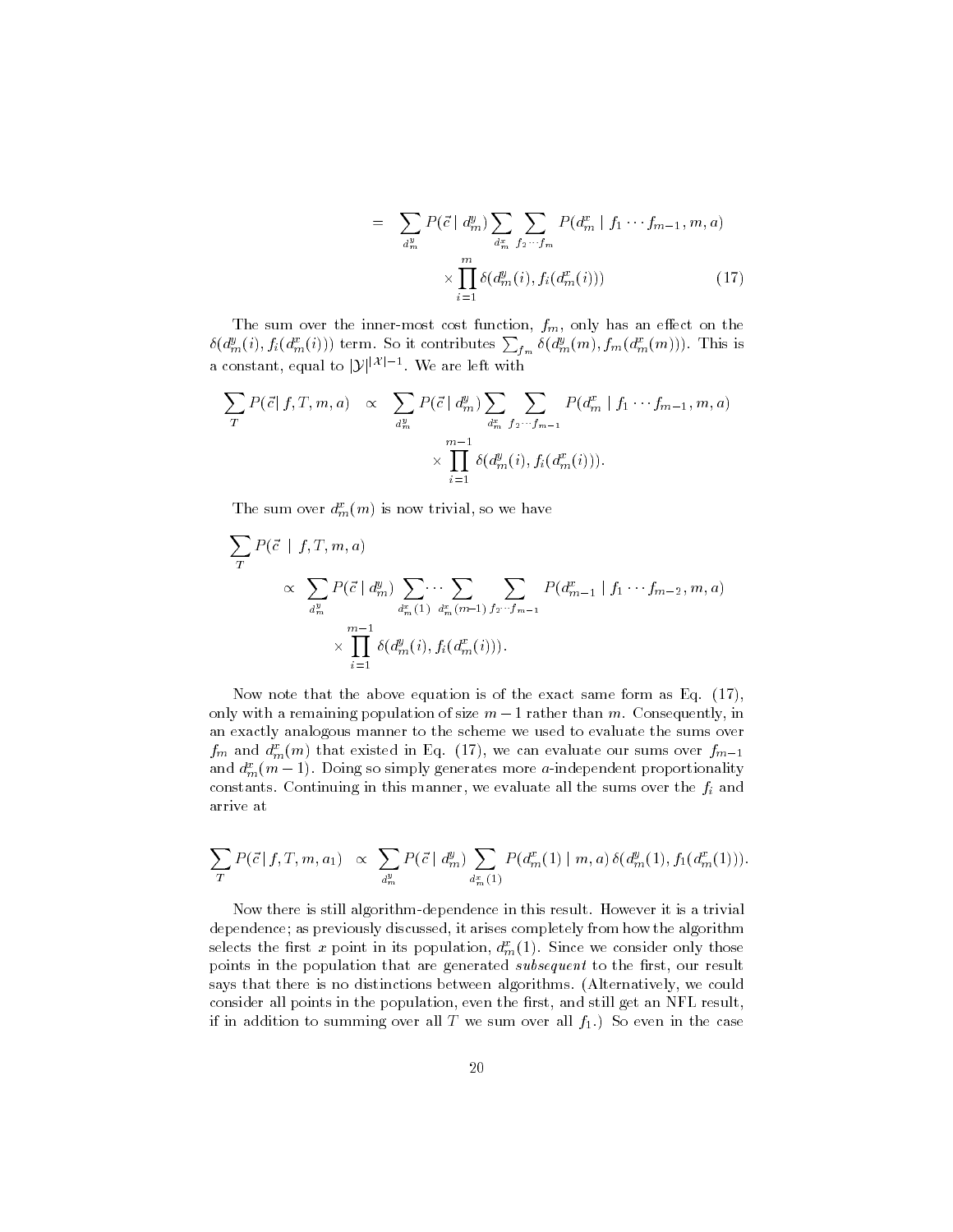$$= \sum_{d_m^y} P(\vec{c} \mid d_m^y) \sum_{d_m^x} \sum_{f_2 \cdots f_m} P(d_m^x \mid f_1 \cdots f_{m-1}, m, a) \times \prod_{i=1}^{m} \delta(d_m^y(i), f_i(d_m^x(i))) \tag{17}$$

The sum over the inner-most cost function, $f_m$, only has an effect on the $\delta(d_m^y(i), f_i(d_m^x(i)))$ term. So it contributes $\sum_{f_m} \delta(d_m^y(m), f_m(d_m^x(m)))$. This is a constant, equal to $|\mathcal{Y}|^{|\mathcal{X}|-1}$. We are left with

$$\sum_T P(\vec{c} \mid f, T, m, a) \propto \sum_{d_m^y} P(\vec{c} \mid d_m^y) \sum_{d_m^x} \sum_{f_2 \cdots f_{m-1}} P(d_m^x \mid f_1 \cdots f_{m-1}, m, a) \times \prod_{i=1}^{m-1} \delta(d_m^y(i), f_i(d_m^x(i))).$$

The sum over $d_m^x(m)$ is now trivial, so we have

$$\sum_T P(\vec{c} \mid f, T, m, a) \propto \sum_{d_m^y} P(\vec{c} \mid d_m^y) \sum_{d_m^x(1)} \cdots \sum_{d_m^x(m-1)} \sum_{f_2 \cdots f_{m-1}} P(d_{m-1}^x \mid f_1 \cdots f_{m-2}, m, a) \times \prod_{i=1}^{m-1} \delta(d_m^y(i), f_i(d_m^x(i))).$$

Now note that the above equation is of the exact same form as Eq. (17), only with a remaining population of size $m-1$ rather than $m$. Consequently, in an exactly analogous manner to the scheme we used to evaluate the sums over $f_m$ and $d_m^x(m)$ that existed in Eq. (17), we can evaluate our sums over $f_{m-1}$ and $d_m^x(m-1)$. Doing so simply generates more $a$-independent proportionality constants. Continuing in this manner, we evaluate all the sums over the $f_i$ and arrive at

$$\sum_T P(\vec{c} \mid f, T, m, a_1) \propto \sum_{d_m^y} P(\vec{c} \mid d_m^y) \sum_{d_m^x(1)} P(d_m^x(1) \mid m, a) \, \delta(d_m^y(1), f_1(d_m^x(1))).$$

Now there is still algorithm-dependence in this result. However it is a trivial dependence; as previously discussed, it arises completely from how the algorithm selects the first $x$ point in its population, $d_m^x(1)$. Since we consider only those points in the population that are generated *subsequent* to the first, our result says that there is no distinctions between algorithms. (Alternatively, we could consider all points in the population, even the first, and still get an NFL result, if in addition to summing over all $T$ we sum over all $f_1$.) So even in the case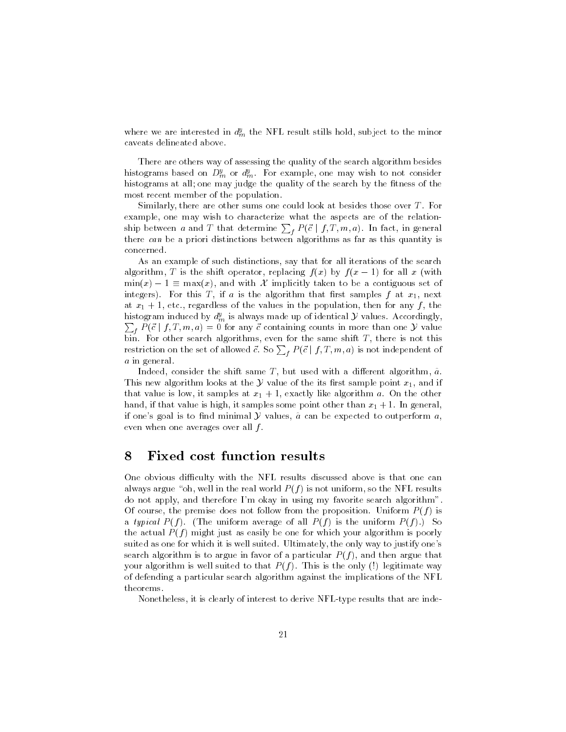where we are interested in $d^y_m$ the NFL result stills hold, subject to the minor caveats delineated above.

There are others way of assessing the quality of the search algorithm besides histograms based on $D^y_m$ or $d^y_m$. For example, one may wish to not consider histograms at all; one may judge the quality of the search by the fitness of the most recent member of the population.

Similarly, there are other sums one could look at besides those over $T$. For example, one may wish to characterize what the aspects are of the relationship between $a$ and $T$ that determine $\sum_f P(\vec{c} \mid f, T, m, a)$. In fact, in general there *can* be a priori distinctions between algorithms as far as this quantity is concerned.

As an example of such distinctions, say that for all iterations of the search algorithm, $T$ is the shift operator, replacing $f(x)$ by $f(x-1)$ for all $x$ (with $\min(x) - 1 \equiv \max(x)$, and with $\mathcal{X}$ implicitly taken to be a contiguous set of integers). For this $T$, if $a$ is the algorithm that first samples $f$ at $x_1$, next at $x_1 + 1$, etc., regardless of the values in the population, then for any $f$, the histogram induced by $d^y_m$ is always made up of identical $\mathcal{Y}$ values. Accordingly, $\sum_f P(\vec{c} \mid f, T, m, a) = 0$ for any $\vec{c}$ containing counts in more than one $\mathcal{Y}$ value bin. For other search algorithms, even for the same shift $T$, there is not this restriction on the set of allowed $\vec{c}$. So $\sum_f P(\vec{c} \mid f, T, m, a)$ is not independent of $a$ in general.

Indeed, consider the shift same $T$, but used with a different algorithm, $\hat{a}$. This new algorithm looks at the $\mathcal{Y}$ value of the its first sample point $x_1$, and if that value is low, it samples at $x_1 + 1$, exactly like algorithm $a$. On the other hand, if that value is high, it samples some point other than $x_1 + 1$. In general, if one's goal is to find minimal $\mathcal{Y}$ values, $\hat{a}$ can be expected to outperform $a$, even when one averages over all $f$.

# 8 Fixed cost function results

One obvious difficulty with the NFL results discussed above is that one can always argue "oh, well in the real world $P(f)$ is not uniform, so the NFL results do not apply, and therefore I'm okay in using my favorite search algorithm". Of course, the premise does not follow from the proposition. Uniform $P(f)$ is a *typical* $P(f)$. (The uniform average of all $P(f)$ is the uniform $P(f)$.) So the actual $P(f)$ might just as easily be one for which your algorithm is poorly suited as one for which it is well suited. Ultimately, the only way to justify one's search algorithm is to argue in favor of a particular $P(f)$, and then argue that your algorithm is well suited to that $P(f)$. This is the only (!) legitimate way of defending a particular search algorithm against the implications of the NFL theorems.

Nonetheless, it is clearly of interest to derive NFL-type results that are inde-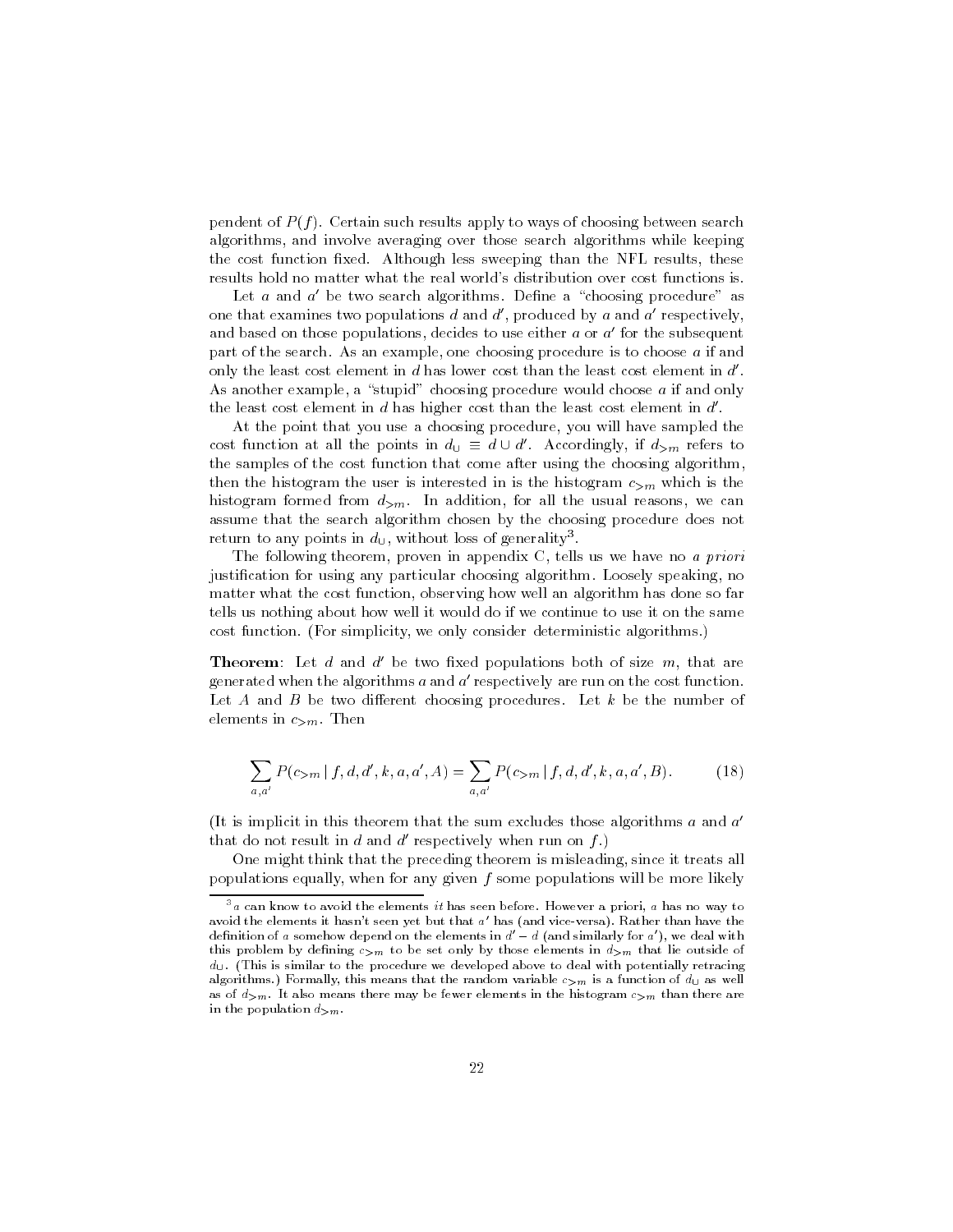pendent of $P(f)$. Certain such results apply to ways of choosing between search algorithms, and involve averaging over those search algorithms while keeping the cost function fixed. Although less sweeping than the NFL results, these results hold no matter what the real world's distribution over cost functions is.

Let $a$ and $a'$ be two search algorithms. Define a "choosing procedure" as one that examines two populations $d$ and $d'$, produced by $a$ and $a'$ respectively, and based on those populations, decides to use either $a$ or $a'$ for the subsequent part of the search. As an example, one choosing procedure is to choose $a$ if and only the least cost element in $d$ has lower cost than the least cost element in $d'$. As another example, a "stupid" choosing procedure would choose $a$ if and only the least cost element in $d$ has higher cost than the least cost element in $d'$.

At the point that you use a choosing procedure, you will have sampled the cost function at all the points in $d_{\cup} \equiv d \cup d'$. Accordingly, if $d_{>m}$ refers to the samples of the cost function that come after using the choosing algorithm, then the histogram the user is interested in is the histogram $c_{>m}$ which is the histogram formed from $d_{>m}$. In addition, for all the usual reasons, we can assume that the search algorithm chosen by the choosing procedure does not return to any points in $d_{\cup}$, without loss of generality[3].

The following theorem, proven in appendix C, tells us we have no *a priori* justification for using any particular choosing algorithm. Loosely speaking, no matter what the cost function, observing how well an algorithm has done so far tells us nothing about how well it would do if we continue to use it on the same cost function. (For simplicity, we only consider deterministic algorithms.)

**Theorem**: Let $d$ and $d'$ be two fixed populations both of size $m$, that are generated when the algorithms $a$ and $a'$ respectively are run on the cost function. Let $A$ and $B$ be two different choosing procedures. Let $k$ be the number of elements in $c_{>m}$. Then

$$\sum_{a,a'} P(c_{>m} \mid f, d, d', k, a, a', A) = \sum_{a,a'} P(c_{>m} \mid f, d, d', k, a, a', B). \tag{18}$$

(It is implicit in this theorem that the sum excludes those algorithms $a$ and $a'$ that do not result in $d$ and $d'$ respectively when run on $f$.)

One might think that the preceding theorem is misleading, since it treats all populations equally, when for any given $f$ some populations will be more likely

[3] $a$ can know to avoid the elements *it* has seen before. However a priori, $a$ has no way to avoid the elements it hasn't seen yet but that $a'$ has (and vice-versa). Rather than have the definition of $a$ somehow depend on the elements in $d' - d$ (and similarly for $a'$), we deal with this problem by defining $c_{>m}$ to be set only by those elements in $d_{>m}$ that lie outside of $d_{\cup}$. (This is similar to the procedure we developed above to deal with potentially retracing algorithms.) Formally, this means that the random variable $c_{>m}$ is a function of $d_{\cup}$ as well as of $d_{>m}$. It also means there may be fewer elements in the histogram $c_{>m}$ than there are in the population $d_{>m}$.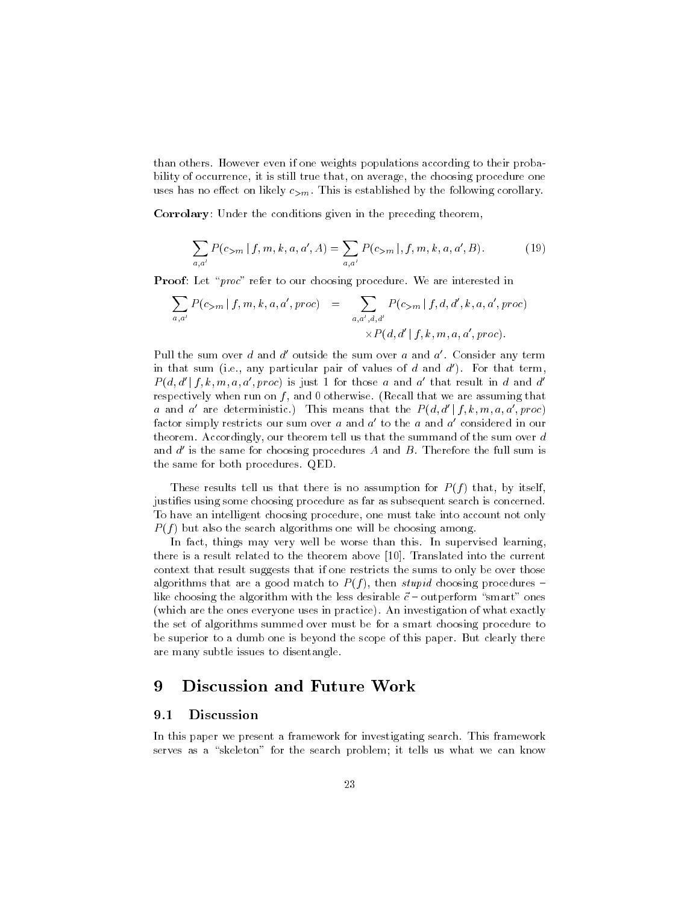than others. However even if one weights populations according to their probability of occurrence, it is still true that, on average, the choosing procedure one uses has no effect on likely $c_{>m}$. This is established by the following corollary.

**Corrolary**: Under the conditions given in the preceding theorem,

$$\sum_{a,a'} P(c_{>m} \mid f, m, k, a, a', A) = \sum_{a,a'} P(c_{>m} \mid, f, m, k, a, a', B). \tag{19}$$

**Proof**: Let "*proc*" refer to our choosing procedure. We are interested in

$$\sum_{a,a'} P(c_{>m} \mid f, m, k, a, a', proc) = \sum_{a,a',d,d'} P(c_{>m} \mid f, d, d', k, a, a', proc) \times P(d, d' \mid f, k, m, a, a', proc).$$

Pull the sum over $d$ and $d'$ outside the sum over $a$ and $a'$. Consider any term in that sum (i.e., any particular pair of values of $d$ and $d'$). For that term, $P(d, d' \mid f, k, m, a, a', proc)$ is just 1 for those $a$ and $a'$ that result in $d$ and $d'$ respectively when run on $f$, and 0 otherwise. (Recall that we are assuming that $a$ and $a'$ are deterministic.) This means that the $P(d, d' \mid f, k, m, a, a', proc)$ factor simply restricts our sum over $a$ and $a'$ to the $a$ and $a'$ considered in our theorem. Accordingly, our theorem tell us that the summand of the sum over $d$ and $d'$ is the same for choosing procedures $A$ and $B$. Therefore the full sum is the same for both procedures. QED.

These results tell us that there is no assumption for $P(f)$ that, by itself, justifies using some choosing procedure as far as subsequent search is concerned. To have an intelligent choosing procedure, one must take into account not only $P(f)$ but also the search algorithms one will be choosing among.

In fact, things may very well be worse than this. In supervised learning, there is a result related to the theorem above [10]. Translated into the current context that result suggests that if one restricts the sums to only be over those algorithms that are a good match to $P(f)$, then *stupid* choosing procedures – like choosing the algorithm with the less desirable $\vec{c}$ – outperform "smart" ones (which are the ones everyone uses in practice). An investigation of what exactly the set of algorithms summed over must be for a smart choosing procedure to be superior to a dumb one is beyond the scope of this paper. But clearly there are many subtle issues to disentangle.

# 9 Discussion and Future Work

## 9.1 Discussion

In this paper we present a framework for investigating search. This framework serves as a "skeleton" for the search problem; it tells us what we can know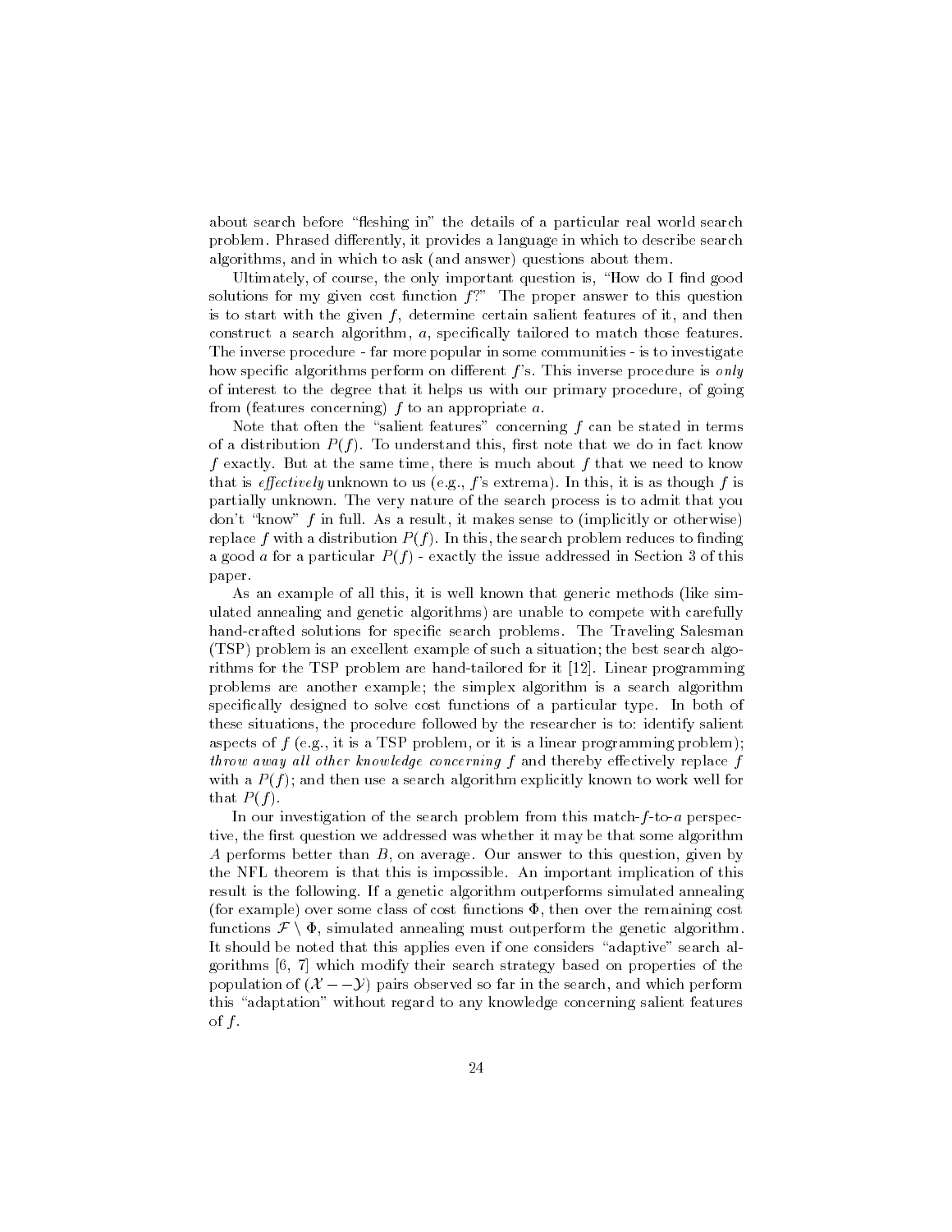about search before "fleshing in" the details of a particular real world search problem. Phrased differently, it provides a language in which to describe search algorithms, and in which to ask (and answer) questions about them.

Ultimately, of course, the only important question is, "How do I find good solutions for my given cost function $f$?" The proper answer to this question is to start with the given $f$, determine certain salient features of it, and then construct a search algorithm, $a$, specifically tailored to match those features. The inverse procedure - far more popular in some communities - is to investigate how specific algorithms perform on different $f$'s. This inverse procedure is *only* of interest to the degree that it helps us with our primary procedure, of going from (features concerning) $f$ to an appropriate $a$.

Note that often the "salient features" concerning $f$ can be stated in terms of a distribution $P(f)$. To understand this, first note that we do in fact know $f$ exactly. But at the same time, there is much about $f$ that we need to know that is *effectively* unknown to us (e.g., $f$'s extrema). In this, it is as though $f$ is partially unknown. The very nature of the search process is to admit that you don't "know" $f$ in full. As a result, it makes sense to (implicitly or otherwise) replace $f$ with a distribution $P(f)$. In this, the search problem reduces to finding a good $a$ for a particular $P(f)$ - exactly the issue addressed in Section 3 of this paper.

As an example of all this, it is well known that generic methods (like simulated annealing and genetic algorithms) are unable to compete with carefully hand-crafted solutions for specific search problems. The Traveling Salesman (TSP) problem is an excellent example of such a situation; the best search algorithms for the TSP problem are hand-tailored for it [12]. Linear programming problems are another example; the simplex algorithm is a search algorithm specifically designed to solve cost functions of a particular type. In both of these situations, the procedure followed by the researcher is to: identify salient aspects of $f$ (e.g., it is a TSP problem, or it is a linear programming problem); *throw away all other knowledge concerning* $f$ and thereby effectively replace $f$ with a $P(f)$; and then use a search algorithm explicitly known to work well for that $P(f)$.

In our investigation of the search problem from this match-$f$-to-$a$ perspective, the first question we addressed was whether it may be that some algorithm $A$ performs better than $B$, on average. Our answer to this question, given by the NFL theorem is that this is impossible. An important implication of this result is the following. If a genetic algorithm outperforms simulated annealing (for example) over some class of cost functions $\Phi$, then over the remaining cost functions $\mathcal{F} \setminus \Phi$, simulated annealing must outperform the genetic algorithm. It should be noted that this applies even if one considers "adaptive" search algorithms [6, 7] which modify their search strategy based on properties of the population of $(\mathcal{X} - -\mathcal{Y})$ pairs observed so far in the search, and which perform this "adaptation" without regard to any knowledge concerning salient features of $f$.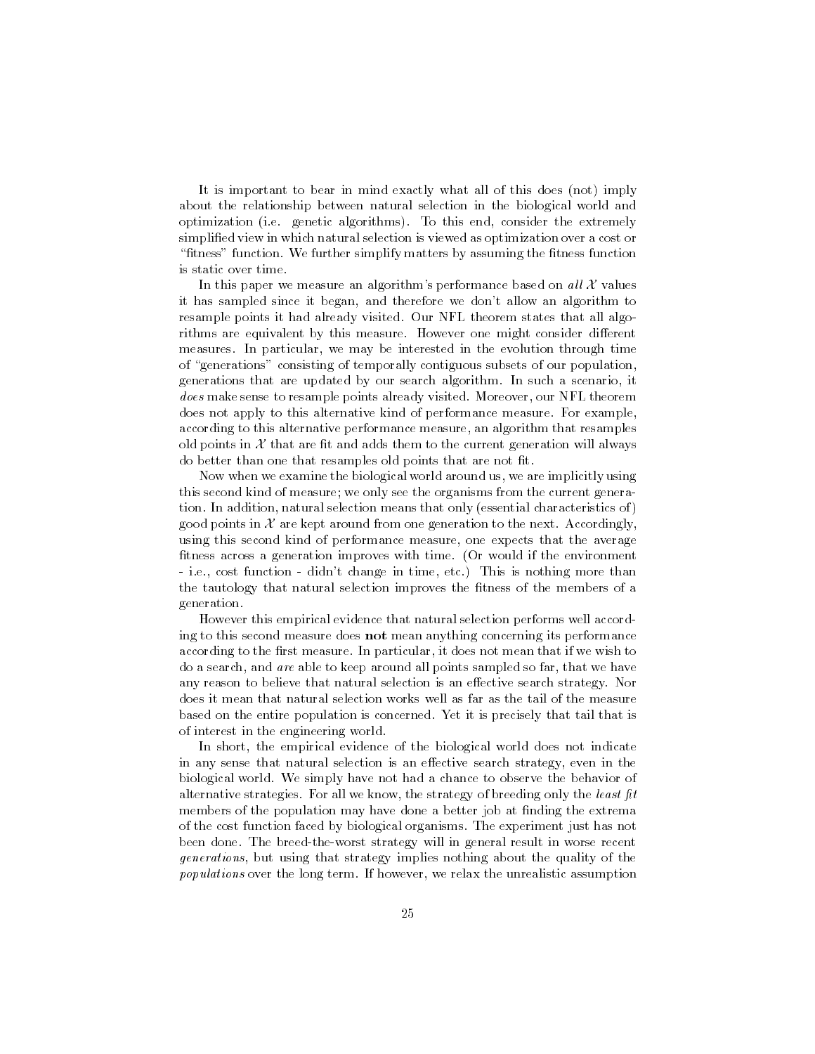It is important to bear in mind exactly what all of this does (not) imply about the relationship between natural selection in the biological world and optimization (i.e. genetic algorithms). To this end, consider the extremely simplified view in which natural selection is viewed as optimization over a cost or "fitness" function. We further simplify matters by assuming the fitness function is static over time.

In this paper we measure an algorithm's performance based on *all* $\mathcal{X}$ values it has sampled since it began, and therefore we don't allow an algorithm to resample points it had already visited. Our NFL theorem states that all algorithms are equivalent by this measure. However one might consider different measures. In particular, we may be interested in the evolution through time of "generations" consisting of temporally contiguous subsets of our population, generations that are updated by our search algorithm. In such a scenario, it *does* make sense to resample points already visited. Moreover, our NFL theorem does not apply to this alternative kind of performance measure. For example, according to this alternative performance measure, an algorithm that resamples old points in $\mathcal{X}$ that are fit and adds them to the current generation will always do better than one that resamples old points that are not fit.

Now when we examine the biological world around us, we are implicitly using this second kind of measure; we only see the organisms from the current generation. In addition, natural selection means that only (essential characteristics of) good points in $\mathcal{X}$ are kept around from one generation to the next. Accordingly, using this second kind of performance measure, one expects that the average fitness across a generation improves with time. (Or would if the environment - i.e., cost function - didn't change in time, etc.) This is nothing more than the tautology that natural selection improves the fitness of the members of a generation.

However this empirical evidence that natural selection performs well according to this second measure does **not** mean anything concerning its performance according to the first measure. In particular, it does not mean that if we wish to do a search, and *are* able to keep around all points sampled so far, that we have any reason to believe that natural selection is an effective search strategy. Nor does it mean that natural selection works well as far as the tail of the measure based on the entire population is concerned. Yet it is precisely that tail that is of interest in the engineering world.

In short, the empirical evidence of the biological world does not indicate in any sense that natural selection is an effective search strategy, even in the biological world. We simply have not had a chance to observe the behavior of alternative strategies. For all we know, the strategy of breeding only the *least fit* members of the population may have done a better job at finding the extrema of the cost function faced by biological organisms. The experiment just has not been done. The breed-the-worst strategy will in general result in worse recent *generations*, but using that strategy implies nothing about the quality of the *populations* over the long term. If however, we relax the unrealistic assumption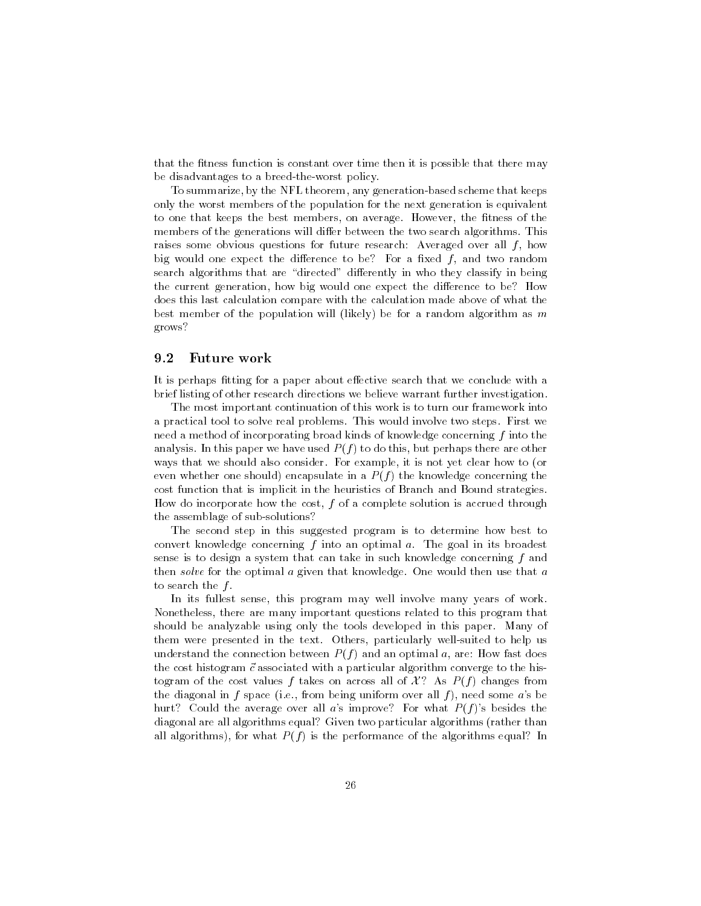that the fitness function is constant over time then it is possible that there may be disadvantages to a breed-the-worst policy.

To summarize, by the NFL theorem, any generation-based scheme that keeps only the worst members of the population for the next generation is equivalent to one that keeps the best members, on average. However, the fitness of the members of the generations will differ between the two search algorithms. This raises some obvious questions for future research: Averaged over all $f$, how big would one expect the difference to be? For a fixed $f$, and two random search algorithms that are "directed" differently in who they classify in being the current generation, how big would one expect the difference to be? How does this last calculation compare with the calculation made above of what the best member of the population will (likely) be for a random algorithm as $m$ grows?

## 9.2 Future work

It is perhaps fitting for a paper about effective search that we conclude with a brief listing of other research directions we believe warrant further investigation.

The most important continuation of this work is to turn our framework into a practical tool to solve real problems. This would involve two steps. First we need a method of incorporating broad kinds of knowledge concerning $f$ into the analysis. In this paper we have used $P(f)$ to do this, but perhaps there are other ways that we should also consider. For example, it is not yet clear how to (or even whether one should) encapsulate in a $P(f)$ the knowledge concerning the cost function that is implicit in the heuristics of Branch and Bound strategies. How do incorporate how the cost, $f$ of a complete solution is accrued through the assemblage of sub-solutions?

The second step in this suggested program is to determine how best to convert knowledge concerning $f$ into an optimal $a$. The goal in its broadest sense is to design a system that can take in such knowledge concerning $f$ and then *solve* for the optimal $a$ given that knowledge. One would then use that $a$ to search the $f$.

In its fullest sense, this program may well involve many years of work. Nonetheless, there are many important questions related to this program that should be analyzable using only the tools developed in this paper. Many of them were presented in the text. Others, particularly well-suited to help us understand the connection between $P(f)$ and an optimal $a$, are: How fast does the cost histogram $\vec{c}$ associated with a particular algorithm converge to the histogram of the cost values $f$ takes on across all of $\mathcal{X}$? As $P(f)$ changes from the diagonal in $f$ space (i.e., from being uniform over all $f$), need some $a$'s be hurt? Could the average over all $a$'s improve? For what $P(f)$'s besides the diagonal are all algorithms equal? Given two particular algorithms (rather than all algorithms), for what $P(f)$ is the performance of the algorithms equal? In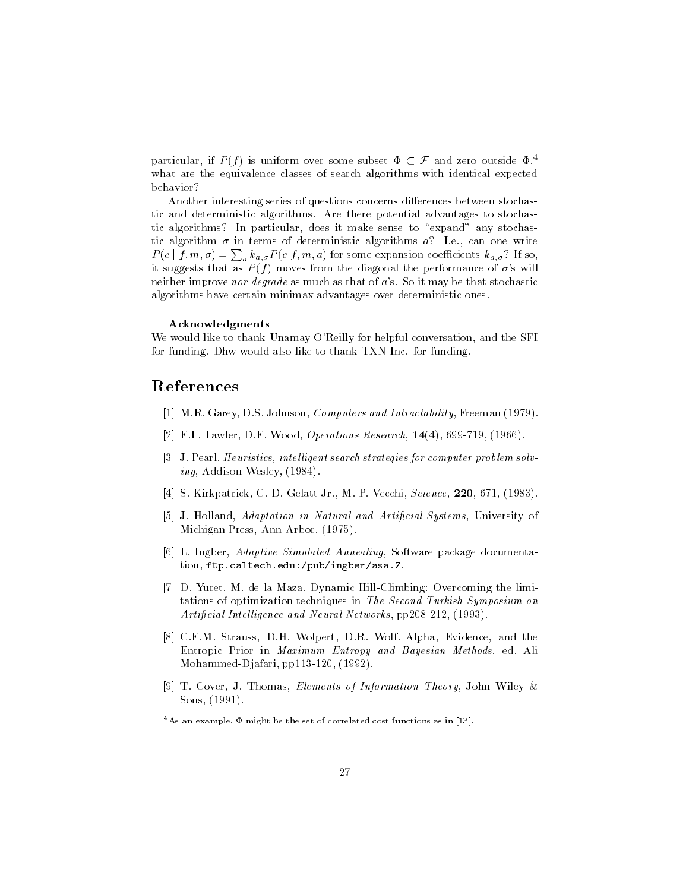particular, if $P(f)$ is uniform over some subset $\Phi \subset \mathcal{F}$ and zero outside $\Phi$,[4] what are the equivalence classes of search algorithms with identical expected behavior?

Another interesting series of questions concerns differences between stochastic and deterministic algorithms. Are there potential advantages to stochastic algorithms? In particular, does it make sense to "expand" any stochastic algorithm $\sigma$ in terms of deterministic algorithms $a$? I.e., can one write $P(c \mid f, m, \sigma) = \sum_a k_{a,\sigma} P(c|f, m, a)$ for some expansion coefficients $k_{a,\sigma}$? If so, it suggests that as $P(f)$ moves from the diagonal the performance of $\sigma$'s will neither improve *nor degrade* as much as that of $a$'s. So it may be that stochastic algorithms have certain minimax advantages over deterministic ones.

**Acknowledgments**

We would like to thank Unamay O'Reilly for helpful conversation, and the SFI for funding. Dhw would also like to thank TXN Inc. for funding.

# References

[1] M.R. Garey, D.S. Johnson, *Computers and Intractability*, Freeman (1979).

[2] E.L. Lawler, D.E. Wood, *Operations Research*, **14**(4), 699-719, (1966).

[3] J. Pearl, *Heuristics, intelligent search strategies for computer problem solving*, Addison-Wesley, (1984).

[4] S. Kirkpatrick, C. D. Gelatt Jr., M. P. Vecchi, *Science*, **220**, 671, (1983).

[5] J. Holland, *Adaptation in Natural and Artificial Systems*, University of Michigan Press, Ann Arbor, (1975).

[6] L. Ingber, *Adaptive Simulated Annealing*, Software package documentation, `ftp.caltech.edu:/pub/ingber/asa.Z`.

[7] D. Yuret, M. de la Maza, Dynamic Hill-Climbing: Overcoming the limitations of optimization techniques in *The Second Turkish Symposium on Artificial Intelligence and Neural Networks*, pp208-212, (1993).

[8] C.E.M. Strauss, D.H. Wolpert, D.R. Wolf. Alpha, Evidence, and the Entropic Prior in *Maximum Entropy and Bayesian Methods*, ed. Ali Mohammed-Djafari, pp113-120, (1992).

[9] T. Cover, J. Thomas, *Elements of Information Theory*, John Wiley & Sons, (1991).

[4] As an example, $\Phi$ might be the set of correlated cost functions as in [13].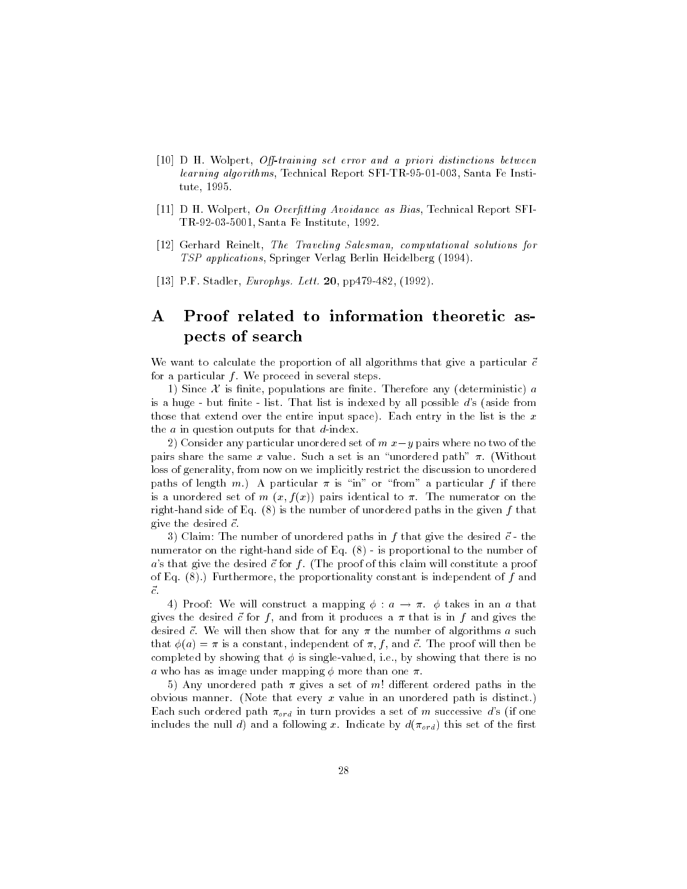[10] D H. Wolpert, *Off-training set error and a priori distinctions between learning algorithms*, Technical Report SFI-TR-95-01-003, Santa Fe Institute, 1995.

[11] D H. Wolpert, *On Overfitting Avoidance as Bias*, Technical Report SFI-TR-92-03-5001, Santa Fe Institute, 1992.

[12] Gerhard Reinelt, *The Traveling Salesman, computational solutions for TSP applications*, Springer Verlag Berlin Heidelberg (1994).

[13] P.F. Stadler, *Europhys. Lett.* **20**, pp479-482, (1992).

# A Proof related to information theoretic aspects of search

We want to calculate the proportion of all algorithms that give a particular $\vec{c}$ for a particular $f$. We proceed in several steps.

1) Since $\mathcal{X}$ is finite, populations are finite. Therefore any (deterministic) $a$ is a huge - but finite - list. That list is indexed by all possible $d$'s (aside from those that extend over the entire input space). Each entry in the list is the $x$ the $a$ in question outputs for that $d$-index.

2) Consider any particular unordered set of $m$ $x-y$ pairs where no two of the pairs share the same $x$ value. Such a set is an "unordered path" $\pi$. (Without loss of generality, from now on we implicitly restrict the discussion to unordered paths of length $m$.) A particular $\pi$ is "in" or "from" a particular $f$ if there is a unordered set of $m$ $(x, f(x))$ pairs identical to $\pi$. The numerator on the right-hand side of Eq. (8) is the number of unordered paths in the given $f$ that give the desired $\vec{c}$.

3) Claim: The number of unordered paths in $f$ that give the desired $\vec{c}$ - the numerator on the right-hand side of Eq. (8) - is proportional to the number of $a$'s that give the desired $\vec{c}$ for $f$. (The proof of this claim will constitute a proof of Eq. (8).) Furthermore, the proportionality constant is independent of $f$ and $\vec{c}$.

4) Proof: We will construct a mapping $\phi : a \rightarrow \pi$. $\phi$ takes in an $a$ that gives the desired $\vec{c}$ for $f$, and from it produces a $\pi$ that is in $f$ and gives the desired $\vec{c}$. We will then show that for any $\pi$ the number of algorithms $a$ such that $\phi(a) = \pi$ is a constant, independent of $\pi$, $f$, and $\vec{c}$. The proof will then be completed by showing that $\phi$ is single-valued, i.e., by showing that there is no $a$ who has as image under mapping $\phi$ more than one $\pi$.

5) Any unordered path $\pi$ gives a set of $m!$ different ordered paths in the obvious manner. (Note that every $x$ value in an unordered path is distinct.) Each such ordered path $\pi_{ord}$ in turn provides a set of $m$ successive $d$'s (if one includes the null $d$) and a following $x$. Indicate by $d(\pi_{ord})$ this set of the first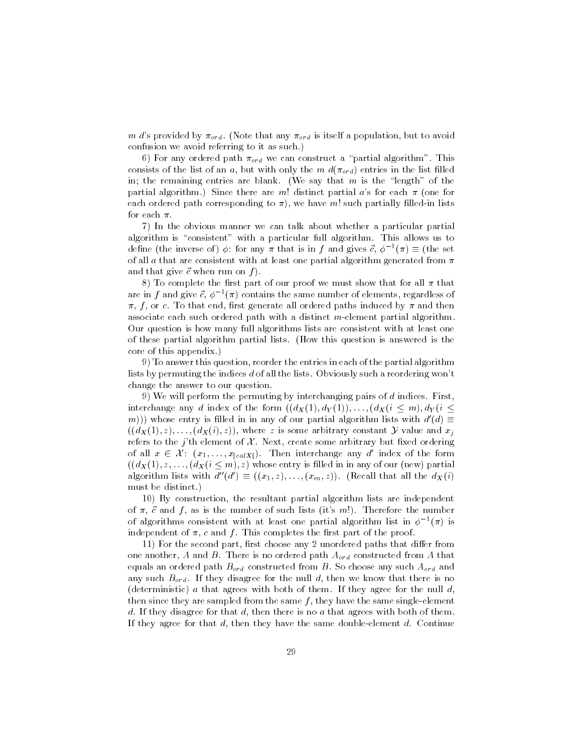$m$ $d$'s provided by $\pi_{ord}$. (Note that any $\pi_{ord}$ is itself a population, but to avoid confusion we avoid referring to it as such.)

6) For any ordered path $\pi_{ord}$ we can construct a "partial algorithm". This consists of the list of an $a$, but with only the $m$ $d(\pi_{ord})$ entries in the list filled in; the remaining entries are blank. (We say that $m$ is the "length" of the partial algorithm.) Since there are $m!$ distinct partial $a$'s for each $\pi$ (one for each ordered path corresponding to $\pi$), we have $m!$ such partially filled-in lists for each $\pi$.

7) In the obvious manner we can talk about whether a particular partial algorithm is "consistent" with a particular full algorithm. This allows us to define (the inverse of) $\phi$: for any $\pi$ that is in $f$ and gives $\vec{c}$, $\phi^{-1}(\pi) \equiv$ (the set of all $a$ that are consistent with at least one partial algorithm generated from $\pi$ and that give $\vec{c}$ when run on $f$).

8) To complete the first part of our proof we must show that for all $\pi$ that are in $f$ and give $\vec{c}$, $\phi^{-1}(\pi)$ contains the same number of elements, regardless of $\pi$, $f$, or $c$. To that end, first generate all ordered paths induced by $\pi$ and then associate each such ordered path with a distinct $m$-element partial algorithm. Our question is how many full algorithms lists are consistent with at least one of these partial algorithm partial lists. (How this question is answered is the core of this appendix.)

9) To answer this question, reorder the entries in each of the partial algorithm lists by permuting the indices $d$ of all the lists. Obviously such a reordering won't change the answer to our question.

9) We will perform the permuting by interchanging pairs of $d$ indices. First, interchange any $d$ index of the form $((d_X(1), d_Y(1)), \ldots, (d_X(i \leq m), d_Y(i \leq m)))$ whose entry is filled in in any of our partial algorithm lists with $d'(d) \equiv ((d_X(1), z), \ldots, (d_X(i), z))$, where $z$ is some arbitrary constant $\mathcal{Y}$ value and $x_j$ refers to the $j$'th element of $\mathcal{X}$. Next, create some arbitrary but fixed ordering of all $x \in \mathcal{X}$: $(x_1, \ldots, x_{|calX|})$. Then interchange any $d'$ index of the form $((d_X(1), z, \ldots, (d_X(i \leq m), z)$ whose entry is filled in in any of our (new) partial algorithm lists with $d''(d') \equiv ((x_1, z), \ldots, (x_m, z))$. (Recall that all the $d_X(i)$ must be distinct.)

10) By construction, the resultant partial algorithm lists are independent of $\pi$, $\vec{c}$ and $f$, as is the number of such lists (it's $m!$). Therefore the number of algorithms consistent with at least one partial algorithm list in $\phi^{-1}(\pi)$ is independent of $\pi$, $c$ and $f$. This completes the first part of the proof.

11) For the second part, first choose any 2 unordered paths that differ from one another, $A$ and $B$. There is no ordered path $A_{ord}$ constructed from $A$ that equals an ordered path $B_{ord}$ constructed from $B$. So choose any such $A_{ord}$ and any such $B_{ord}$. If they disagree for the null $d$, then we know that there is no (deterministic) $a$ that agrees with both of them. If they agree for the null $d$, then since they are sampled from the same $f$, they have the same single-element $d$. If they disagree for that $d$, then there is no $a$ that agrees with both of them. If they agree for that $d$, then they have the same double-element $d$. Continue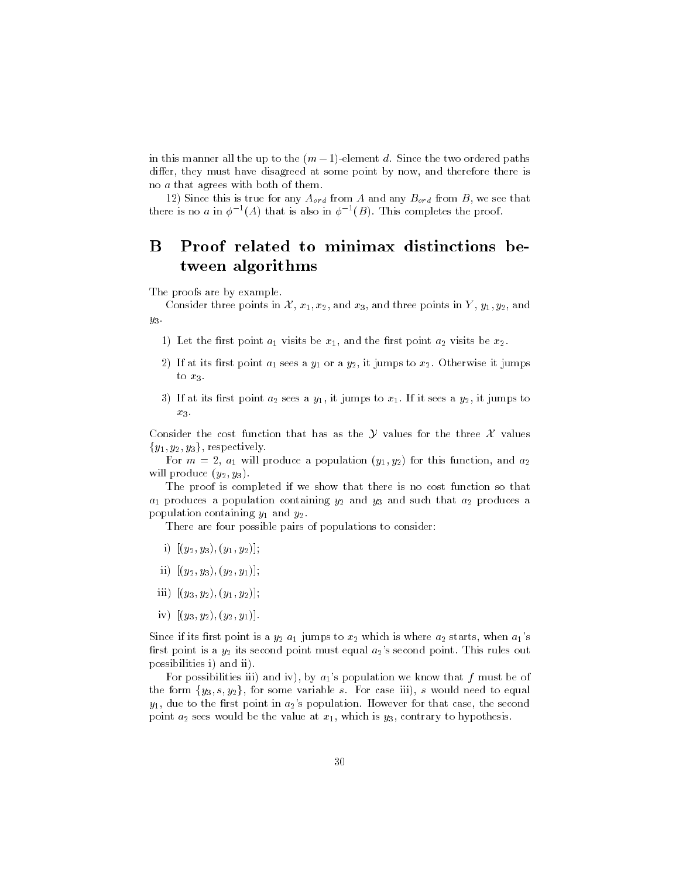in this manner all the up to the $(m-1)$-element $d$. Since the two ordered paths differ, they must have disagreed at some point by now, and therefore there is no $a$ that agrees with both of them.

12) Since this is true for any $A_{ord}$ from $A$ and any $B_{ord}$ from $B$, we see that there is no $a$ in $\phi^{-1}(A)$ that is also in $\phi^{-1}(B)$. This completes the proof.

# B Proof related to minimax distinctions between algorithms

The proofs are by example.

Consider three points in $\mathcal{X}$, $x_1, x_2$, and $x_3$, and three points in $Y$, $y_1, y_2$, and $y_3$.

1) Let the first point $a_1$ visits be $x_1$, and the first point $a_2$ visits be $x_2$.

2) If at its first point $a_1$ sees a $y_1$ or a $y_2$, it jumps to $x_2$. Otherwise it jumps to $x_3$.

3) If at its first point $a_2$ sees a $y_1$, it jumps to $x_1$. If it sees a $y_2$, it jumps to $x_3$.

Consider the cost function that has as the $\mathcal{Y}$ values for the three $\mathcal{X}$ values $\{y_1, y_2, y_3\}$, respectively.

For $m = 2$, $a_1$ will produce a population $(y_1, y_2)$ for this function, and $a_2$ will produce $(y_2, y_3)$.

The proof is completed if we show that there is no cost function so that $a_1$ produces a population containing $y_2$ and $y_3$ and such that $a_2$ produces a population containing $y_1$ and $y_2$.

There are four possible pairs of populations to consider:

i) $[(y_2, y_3), (y_1, y_2)]$;

ii) $[(y_2, y_3), (y_2, y_1)]$;

iii) $[(y_3, y_2), (y_1, y_2)]$;

iv) $[(y_3, y_2), (y_2, y_1)]$.

Since if its first point is a $y_2$ $a_1$ jumps to $x_2$ which is where $a_2$ starts, when $a_1$'s first point is a $y_2$ its second point must equal $a_2$'s second point. This rules out possibilities i) and ii).

For possibilities iii) and iv), by $a_1$'s population we know that $f$ must be of the form $\{y_3, s, y_2\}$, for some variable $s$. For case iii), $s$ would need to equal $y_1$, due to the first point in $a_2$'s population. However for that case, the second point $a_2$ sees would be the value at $x_1$, which is $y_3$, contrary to hypothesis.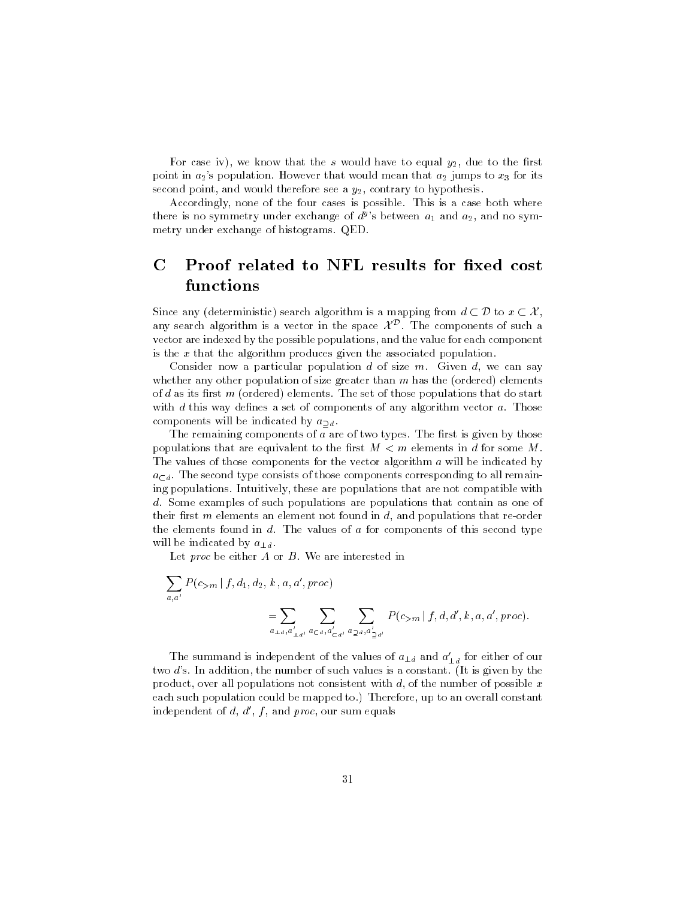For case iv), we know that the $s$ would have to equal $y_2$, due to the first point in $a_2$'s population. However that would mean that $a_2$ jumps to $x_3$ for its second point, and would therefore see a $y_2$, contrary to hypothesis.

Accordingly, none of the four cases is possible. This is a case both where there is no symmetry under exchange of $d^y$'s between $a_1$ and $a_2$, and no symmetry under exchange of histograms. QED.

# C Proof related to NFL results for fixed cost functions

Since any (deterministic) search algorithm is a mapping from $d \subset \mathcal{D}$ to $x \subset \mathcal{X}$, any search algorithm is a vector in the space $\mathcal{X}^{\mathcal{D}}$. The components of such a vector are indexed by the possible populations, and the value for each component is the $x$ that the algorithm produces given the associated population.

Consider now a particular population $d$ of size $m$. Given $d$, we can say whether any other population of size greater than $m$ has the (ordered) elements of $d$ as its first $m$ (ordered) elements. The set of those populations that do start with $d$ this way defines a set of components of any algorithm vector $a$. Those components will be indicated by $a_{\supseteq d}$.

The remaining components of $a$ are of two types. The first is given by those populations that are equivalent to the first $M < m$ elements in $d$ for some $M$. The values of those components for the vector algorithm $a$ will be indicated by $a_{\subset d}$. The second type consists of those components corresponding to all remaining populations. Intuitively, these are populations that are not compatible with $d$. Some examples of such populations are populations that contain as one of their first $m$ elements an element not found in $d$, and populations that re-order the elements found in $d$. The values of $a$ for components of this second type will be indicated by $a_{\perp d}$.

Let *proc* be either $A$ or $B$. We are interested in

$$\sum_{a,a'} P(c_{>m} \mid f, d_1, d_2, k, a, a', proc)$$
$$= \sum_{a_{\perp d}, a'_{\perp d'}} \; \sum_{a_{\subset d}, a'_{\subset d'}} \; \sum_{a_{\supseteq d}, a'_{\supseteq d'}} P(c_{>m} \mid f, d, d', k, a, a', proc).$$

The summand is independent of the values of $a_{\perp d}$ and $a'_{\perp d}$ for either of our two $d$'s. In addition, the number of such values is a constant. (It is given by the product, over all populations not consistent with $d$, of the number of possible $x$ each such population could be mapped to.) Therefore, up to an overall constant independent of $d$, $d'$, $f$, and *proc*, our sum equals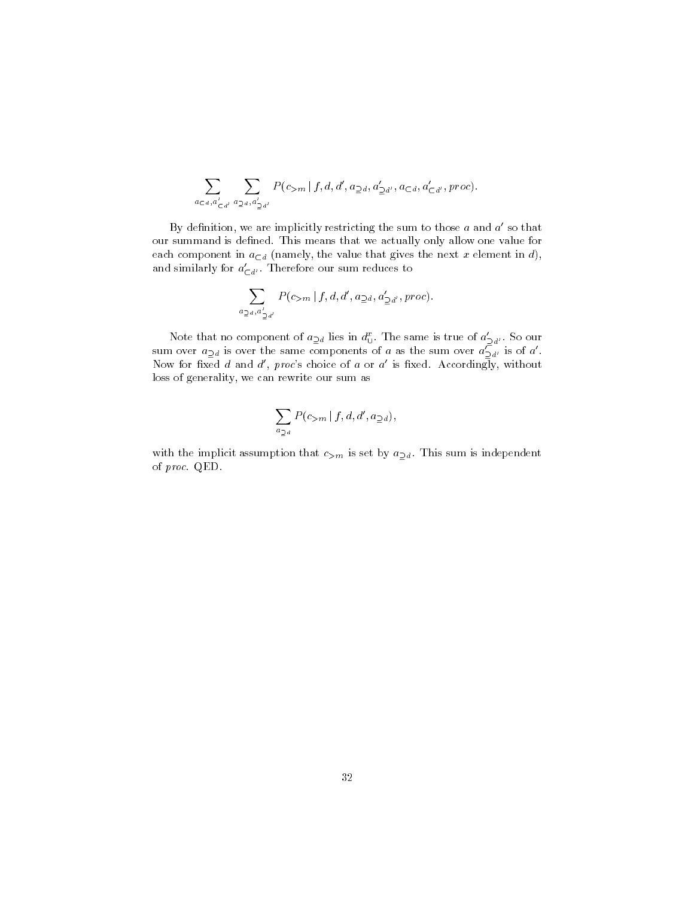$$\sum_{a_{\subset d}, a'_{\subset d'}} \sum_{a_{\supseteq d}, a'_{\supseteq d'}} P(c_{>m} \mid f, d, d', a_{\supseteq d}, a'_{\supseteq d'}, a_{\subset d}, a'_{\subset d'}, proc).$$

By definition, we are implicitly restricting the sum to those $a$ and $a'$ so that our summand is defined. This means that we actually only allow one value for each component in $a_{\subset d}$ (namely, the value that gives the next $x$ element in $d$), and similarly for $a'_{\subset d'}$. Therefore our sum reduces to

$$\sum_{a_{\supseteq d}, a'_{\supseteq d'}} P(c_{>m} \mid f, d, d', a_{\supseteq d}, a'_{\supseteq d'}, proc).$$

Note that no component of $a_{\supseteq d}$ lies in $d^x_{\cup}$. The same is true of $a'_{\supseteq d'}$. So our sum over $a_{\supseteq d}$ is over the same components of $a$ as the sum over $a'_{\supseteq d'}$ is of $a'$. Now for fixed $d$ and $d'$, $proc$'s choice of $a$ or $a'$ is fixed. Accordingly, without loss of generality, we can rewrite our sum as

$$\sum_{a_{\supseteq d}} P(c_{>m} \mid f, d, d', a_{\supseteq d}),$$

with the implicit assumption that $c_{>m}$ is set by $a_{\supseteq d}$. This sum is independent of $proc$. QED.